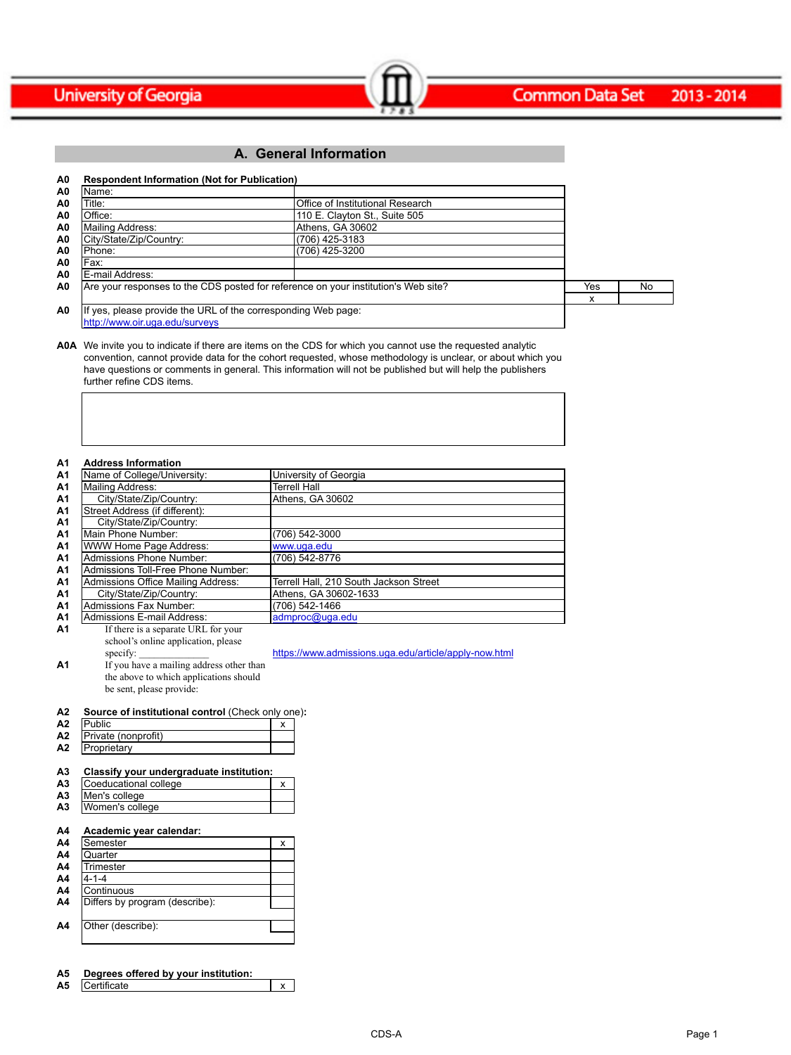# A. General Information

**A0 Respondent Information (Not for Publication)**

| Item | Response |
|---|---|
| Name: | |
| Title: | Office of Institutional Research |
| Office: | 110 E. Clayton St., Suite 505 |
| Mailing Address: | Athens, GA 30602 |
| City/State/Zip/Country: | (706) 425-3183 |
| Phone: | (706) 425-3200 |
| Fax: | |
| E-mail Address: | |

| A0 | Yes | No |
|---|---|---|
| Are your responses to the CDS posted for reference on your institution's Web site? | x | |

A0 If yes, please provide the URL of the corresponding Web page:
http://www.oir.uga.edu/surveys

A0A We invite you to indicate if there are items on the CDS for which you cannot use the requested analytic convention, cannot provide data for the cohort requested, whose methodology is unclear, or about which you have questions or comments in general. This information will not be published but will help the publishers further refine CDS items.

**A1 Address Information**

| Item | Response |
|---|---|
| Name of College/University: | University of Georgia |
| Mailing Address: | Terrell Hall |
| City/State/Zip/Country: | Athens, GA 30602 |
| Street Address (if different): | |
| City/State/Zip/Country: | |
| Main Phone Number: | (706) 542-3000 |
| WWW Home Page Address: | www.uga.edu |
| Admissions Phone Number: | (706) 542-8776 |
| Admissions Toll-Free Phone Number: | |
| Admissions Office Mailing Address: | Terrell Hall, 210 South Jackson Street |
| City/State/Zip/Country: | Athens, GA 30602-1633 |
| Admissions Fax Number: | (706) 542-1466 |
| Admissions E-mail Address: | admproc@uga.edu |

A1 If there is a separate URL for your school's online application, please specify: https://www.admissions.uga.edu/article/apply-now.html

A1 If you have a mailing address other than the above to which applications should be sent, please provide:

**A2 Source of institutional control** (Check only one)**:**

| | |
|---|---|
| Public | x |
| Private (nonprofit) | |
| Proprietary | |

**A3 Classify your undergraduate institution:**

| | |
|---|---|
| Coeducational college | x |
| Men's college | |
| Women's college | |

**A4 Academic year calendar:**

| | |
|---|---|
| Semester | x |
| Quarter | |
| Trimester | |
| 4-1-4 | |
| Continuous | |
| Differs by program (describe): | |
| Other (describe): | |

**A5 Degrees offered by your institution:**

| | |
|---|---|
| Certificate | x |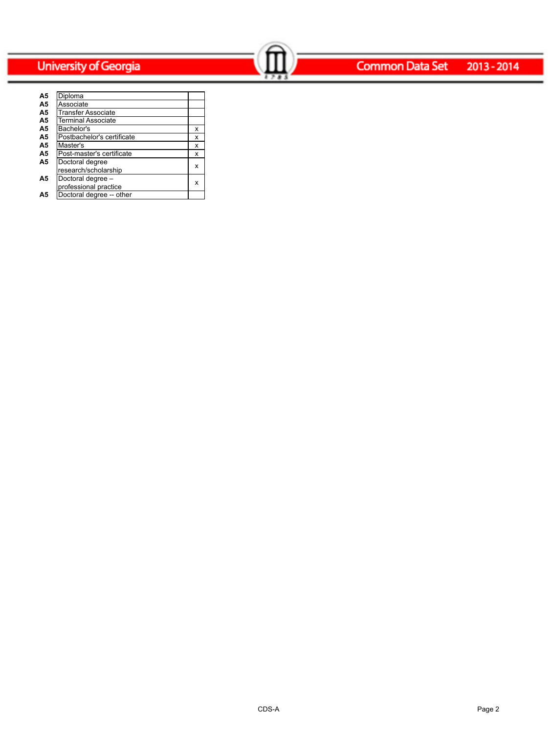| | | |
|---|---|---|
| A5 | Diploma | |
| A5 | Associate | |
| A5 | Transfer Associate | |
| A5 | Terminal Associate | |
| A5 | Bachelor's | x |
| A5 | Postbachelor's certificate | x |
| A5 | Master's | x |
| A5 | Post-master's certificate | x |
| A5 | Doctoral degree research/scholarship | x |
| A5 | Doctoral degree – professional practice | x |
| A5 | Doctoral degree -- other | |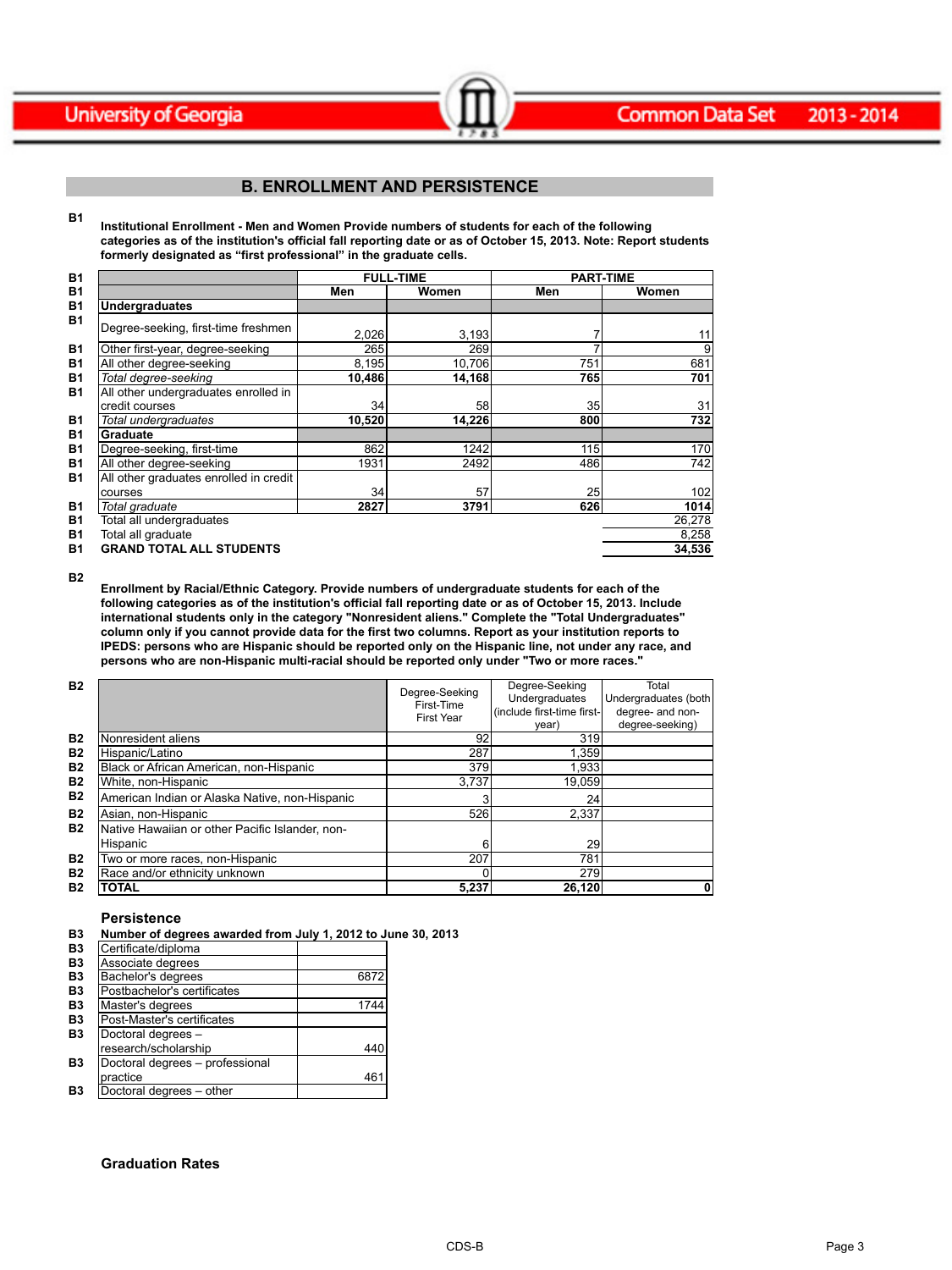## B. ENROLLMENT AND PERSISTENCE

**B1** **Institutional Enrollment - Men and Women Provide numbers of students for each of the following categories as of the institution's official fall reporting date or as of October 15, 2013. Note: Report students formerly designated as "first professional" in the graduate cells.**

| | | FULL-TIME | | PART-TIME | |
|---|---|---|---|---|---|
| | | Men | Women | Men | Women |
| B1 | **Undergraduates** | | | | |
| B1 | Degree-seeking, first-time freshmen | 2,026 | 3,193 | 7 | 11 |
| B1 | Other first-year, degree-seeking | 265 | 269 | 7 | 9 |
| B1 | All other degree-seeking | 8,195 | 10,706 | 751 | 681 |
| B1 | *Total degree-seeking* | **10,486** | **14,168** | **765** | **701** |
| B1 | All other undergraduates enrolled in credit courses | 34 | 58 | 35 | 31 |
| B1 | *Total undergraduates* | **10,520** | **14,226** | **800** | **732** |
| B1 | **Graduate** | | | | |
| B1 | Degree-seeking, first-time | 862 | 1242 | 115 | 170 |
| B1 | All other degree-seeking | 1931 | 2492 | 486 | 742 |
| B1 | All other graduates enrolled in credit courses | 34 | 57 | 25 | 102 |
| B1 | *Total graduate* | **2827** | **3791** | **626** | **1014** |
| B1 | Total all undergraduates | | | | 26,278 |
| B1 | Total all graduate | | | | 8,258 |
| B1 | **GRAND TOTAL ALL STUDENTS** | | | | **34,536** |

**B2** **Enrollment by Racial/Ethnic Category. Provide numbers of undergraduate students for each of the following categories as of the institution's official fall reporting date or as of October 15, 2013. Include international students only in the category "Nonresident aliens." Complete the "Total Undergraduates" column only if you cannot provide data for the first two columns. Report as your institution reports to IPEDS: persons who are Hispanic should be reported only on the Hispanic line, not under any race, and persons who are non-Hispanic multi-racial should be reported only under "Two or more races."**

| | | Degree-Seeking First-Time First Year | Degree-Seeking Undergraduates (include first-time first-year) | Total Undergraduates (both degree- and non-degree-seeking) |
|---|---|---|---|---|
| B2 | Nonresident aliens | 92 | 319 | |
| B2 | Hispanic/Latino | 287 | 1,359 | |
| B2 | Black or African American, non-Hispanic | 379 | 1,933 | |
| B2 | White, non-Hispanic | 3,737 | 19,059 | |
| B2 | American Indian or Alaska Native, non-Hispanic | 3 | 24 | |
| B2 | Asian, non-Hispanic | 526 | 2,337 | |
| B2 | Native Hawaiian or other Pacific Islander, non-Hispanic | 6 | 29 | |
| B2 | Two or more races, non-Hispanic | 207 | 781 | |
| B2 | Race and/or ethnicity unknown | 0 | 279 | |
| B2 | **TOTAL** | **5,237** | **26,120** | **0** |

### Persistence

**B3** **Number of degrees awarded from July 1, 2012 to June 30, 2013**

| | | |
|---|---|---|
| B3 | Certificate/diploma | |
| B3 | Associate degrees | |
| B3 | Bachelor's degrees | 6872 |
| B3 | Postbachelor's certificates | |
| B3 | Master's degrees | 1744 |
| B3 | Post-Master's certificates | |
| B3 | Doctoral degrees – research/scholarship | 440 |
| B3 | Doctoral degrees – professional practice | 461 |
| B3 | Doctoral degrees – other | |

### Graduation Rates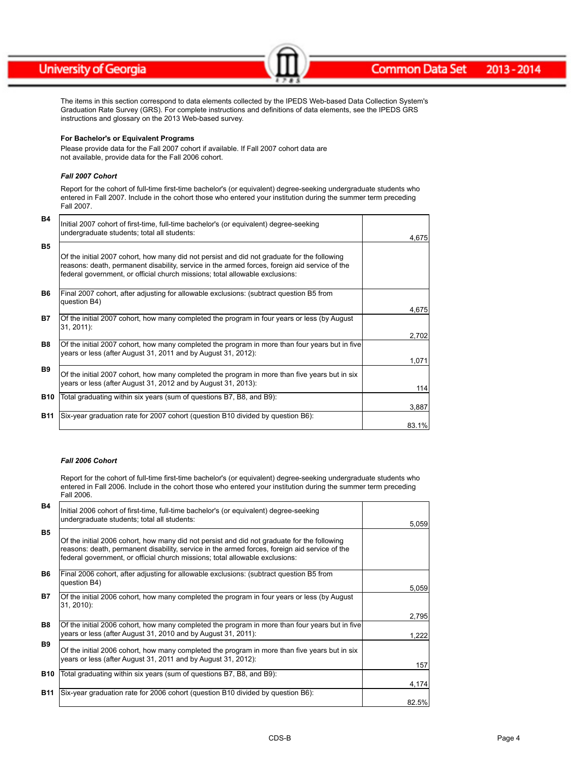The items in this section correspond to data elements collected by the IPEDS Web-based Data Collection System's Graduation Rate Survey (GRS). For complete instructions and definitions of data elements, see the IPEDS GRS instructions and glossary on the 2013 Web-based survey.

**For Bachelor's or Equivalent Programs**

Please provide data for the Fall 2007 cohort if available. If Fall 2007 cohort data are not available, provide data for the Fall 2006 cohort.

***Fall 2007 Cohort***

Report for the cohort of full-time first-time bachelor's (or equivalent) degree-seeking undergraduate students who entered in Fall 2007. Include in the cohort those who entered your institution during the summer term preceding Fall 2007.

| | | |
|---|---|---|
| B4 | Initial 2007 cohort of first-time, full-time bachelor's (or equivalent) degree-seeking undergraduate students; total all students: | 4,675 |
| B5 | Of the initial 2007 cohort, how many did not persist and did not graduate for the following reasons: death, permanent disability, service in the armed forces, foreign aid service of the federal government, or official church missions; total allowable exclusions: | |
| B6 | Final 2007 cohort, after adjusting for allowable exclusions: (subtract question B5 from question B4) | 4,675 |
| B7 | Of the initial 2007 cohort, how many completed the program in four years or less (by August 31, 2011): | 2,702 |
| B8 | Of the initial 2007 cohort, how many completed the program in more than four years but in five years or less (after August 31, 2011 and by August 31, 2012): | 1,071 |
| B9 | Of the initial 2007 cohort, how many completed the program in more than five years but in six years or less (after August 31, 2012 and by August 31, 2013): | 114 |
| B10 | Total graduating within six years (sum of questions B7, B8, and B9): | 3,887 |
| B11 | Six-year graduation rate for 2007 cohort (question B10 divided by question B6): | 83.1% |

***Fall 2006 Cohort***

Report for the cohort of full-time first-time bachelor's (or equivalent) degree-seeking undergraduate students who entered in Fall 2006. Include in the cohort those who entered your institution during the summer term preceding Fall 2006.

| | | |
|---|---|---|
| B4 | Initial 2006 cohort of first-time, full-time bachelor's (or equivalent) degree-seeking undergraduate students; total all students: | 5,059 |
| B5 | Of the initial 2006 cohort, how many did not persist and did not graduate for the following reasons: death, permanent disability, service in the armed forces, foreign aid service of the federal government, or official church missions; total allowable exclusions: | |
| B6 | Final 2006 cohort, after adjusting for allowable exclusions: (subtract question B5 from question B4) | 5,059 |
| B7 | Of the initial 2006 cohort, how many completed the program in four years or less (by August 31, 2010): | 2,795 |
| B8 | Of the initial 2006 cohort, how many completed the program in more than four years but in five years or less (after August 31, 2010 and by August 31, 2011): | 1,222 |
| B9 | Of the initial 2006 cohort, how many completed the program in more than five years but in six years or less (after August 31, 2011 and by August 31, 2012): | 157 |
| B10 | Total graduating within six years (sum of questions B7, B8, and B9): | 4,174 |
| B11 | Six-year graduation rate for 2006 cohort (question B10 divided by question B6): | 82.5% |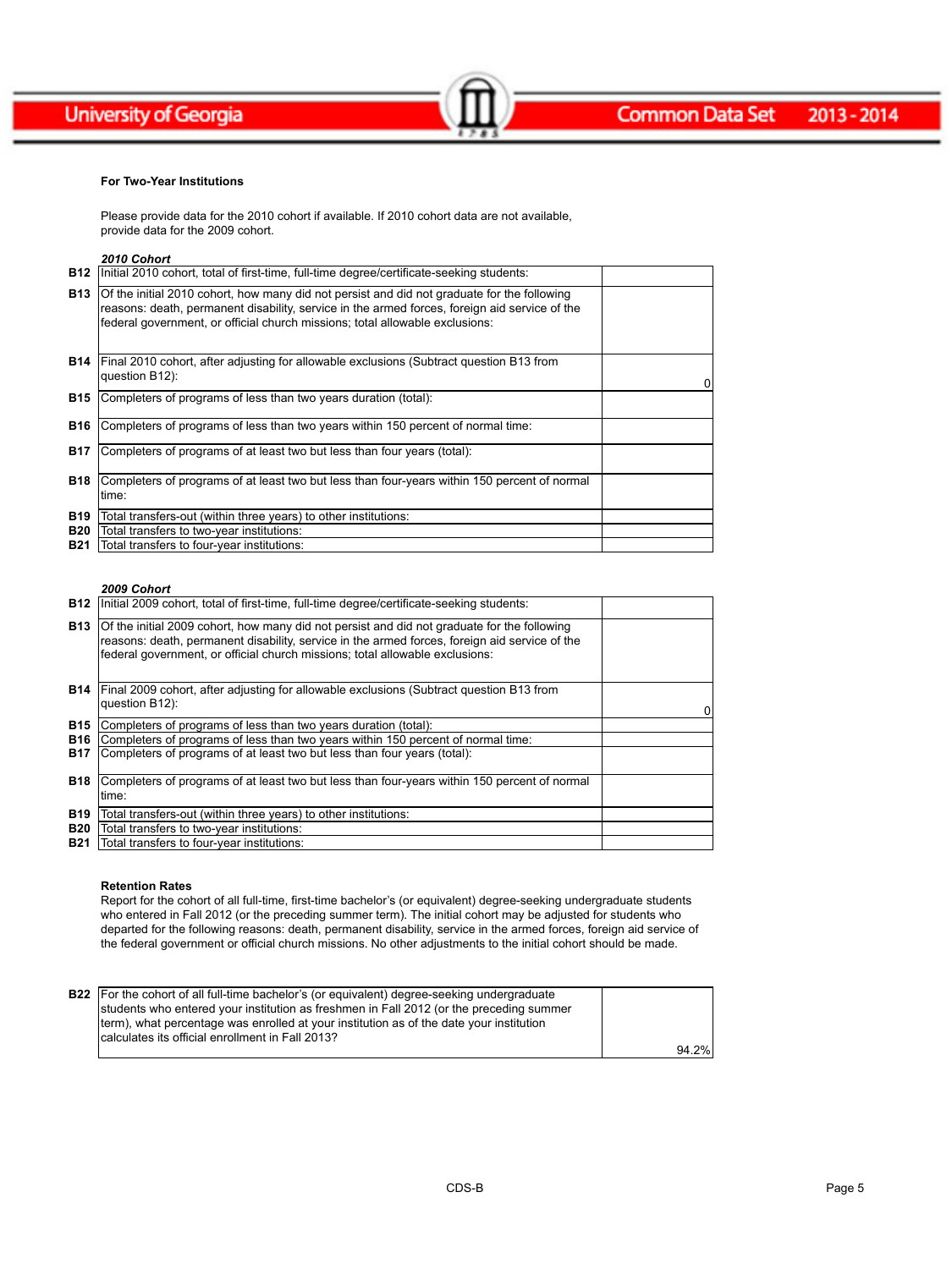**For Two-Year Institutions**

Please provide data for the 2010 cohort if available. If 2010 cohort data are not available, provide data for the 2009 cohort.

***2010 Cohort***

| | | |
|---|---|---|
| **B12** | Initial 2010 cohort, total of first-time, full-time degree/certificate-seeking students: | |
| **B13** | Of the initial 2010 cohort, how many did not persist and did not graduate for the following reasons: death, permanent disability, service in the armed forces, foreign aid service of the federal government, or official church missions; total allowable exclusions: | |
| **B14** | Final 2010 cohort, after adjusting for allowable exclusions (Subtract question B13 from question B12): | 0 |
| **B15** | Completers of programs of less than two years duration (total): | |
| **B16** | Completers of programs of less than two years within 150 percent of normal time: | |
| **B17** | Completers of programs of at least two but less than four years (total): | |
| **B18** | Completers of programs of at least two but less than four-years within 150 percent of normal time: | |
| **B19** | Total transfers-out (within three years) to other institutions: | |
| **B20** | Total transfers to two-year institutions: | |
| **B21** | Total transfers to four-year institutions: | |

***2009 Cohort***

| | | |
|---|---|---|
| **B12** | Initial 2009 cohort, total of first-time, full-time degree/certificate-seeking students: | |
| **B13** | Of the initial 2009 cohort, how many did not persist and did not graduate for the following reasons: death, permanent disability, service in the armed forces, foreign aid service of the federal government, or official church missions; total allowable exclusions: | |
| **B14** | Final 2009 cohort, after adjusting for allowable exclusions (Subtract question B13 from question B12): | 0 |
| **B15** | Completers of programs of less than two years duration (total): | |
| **B16** | Completers of programs of less than two years within 150 percent of normal time: | |
| **B17** | Completers of programs of at least two but less than four years (total): | |
| **B18** | Completers of programs of at least two but less than four-years within 150 percent of normal time: | |
| **B19** | Total transfers-out (within three years) to other institutions: | |
| **B20** | Total transfers to two-year institutions: | |
| **B21** | Total transfers to four-year institutions: | |

**Retention Rates**

Report for the cohort of all full-time, first-time bachelor's (or equivalent) degree-seeking undergraduate students who entered in Fall 2012 (or the preceding summer term). The initial cohort may be adjusted for students who departed for the following reasons: death, permanent disability, service in the armed forces, foreign aid service of the federal government or official church missions. No other adjustments to the initial cohort should be made.

| | | |
|---|---|---|
| **B22** | For the cohort of all full-time bachelor's (or equivalent) degree-seeking undergraduate students who entered your institution as freshmen in Fall 2012 (or the preceding summer term), what percentage was enrolled at your institution as of the date your institution calculates its official enrollment in Fall 2013? | 94.2% |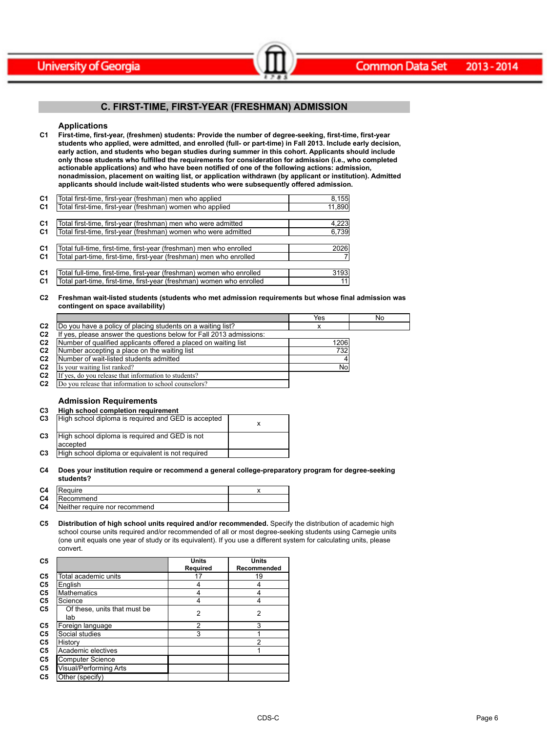## C. FIRST-TIME, FIRST-YEAR (FRESHMAN) ADMISSION

### Applications

**C1 First-time, first-year, (freshmen) students: Provide the number of degree-seeking, first-time, first-year students who applied, were admitted, and enrolled (full- or part-time) in Fall 2013. Include early decision, early action, and students who began studies during summer in this cohort. Applicants should include only those students who fulfilled the requirements for consideration for admission (i.e., who completed actionable applications) and who have been notified of one of the following actions: admission, nonadmission, placement on waiting list, or application withdrawn (by applicant or institution). Admitted applicants should include wait-listed students who were subsequently offered admission.**

| | | |
|---|---|---|
| C1 | Total first-time, first-year (freshman) men who applied | 8,155 |
| C1 | Total first-time, first-year (freshman) women who applied | 11,890 |
| C1 | Total first-time, first-year (freshman) men who were admitted | 4,223 |
| C1 | Total first-time, first-year (freshman) women who were admitted | 6,739 |
| C1 | Total full-time, first-time, first-year (freshman) men who enrolled | 2026 |
| C1 | Total part-time, first-time, first-year (freshman) men who enrolled | 7 |
| C1 | Total full-time, first-time, first-year (freshman) women who enrolled | 3193 |
| C1 | Total part-time, first-time, first-year (freshman) women who enrolled | 11 |

**C2 Freshman wait-listed students (students who met admission requirements but whose final admission was contingent on space availability)**

| | | Yes | No |
|---|---|---|---|
| C2 | Do you have a policy of placing students on a waiting list? | x | |
| C2 | If yes, please answer the questions below for Fall 2013 admissions: | | |
| C2 | Number of qualified applicants offered a placed on waiting list | 1206 | |
| C2 | Number accepting a place on the waiting list | 732 | |
| C2 | Number of wait-listed students admitted | 4 | |
| C2 | Is your waiting list ranked? | No | |
| C2 | If yes, do you release that information to students? | | |
| C2 | Do you release that information to school counselors? | | |

### Admission Requirements

**C3 High school completion requirement**

| | | |
|---|---|---|
| C3 | High school diploma is required and GED is accepted | x |
| C3 | High school diploma is required and GED is not accepted | |
| C3 | High school diploma or equivalent is not required | |

**C4 Does your institution require or recommend a general college-preparatory program for degree-seeking students?**

| | | |
|---|---|---|
| C4 | Require | x |
| C4 | Recommend | |
| C4 | Neither require nor recommend | |

**C5 Distribution of high school units required and/or recommended.** Specify the distribution of academic high school course units required and/or recommended of all or most degree-seeking students using Carnegie units (one unit equals one year of study or its equivalent). If you use a different system for calculating units, please convert.

| | | Units Required | Units Recommended |
|---|---|---|---|
| C5 | Total academic units | 17 | 19 |
| C5 | English | 4 | 4 |
| C5 | Mathematics | 4 | 4 |
| C5 | Science | 4 | 4 |
| C5 | Of these, units that must be lab | 2 | 2 |
| C5 | Foreign language | 2 | 3 |
| C5 | Social studies | 3 | 1 |
| C5 | History | | 2 |
| C5 | Academic electives | | 1 |
| C5 | Computer Science | | |
| C5 | Visual/Performing Arts | | |
| C5 | Other (specify) | | |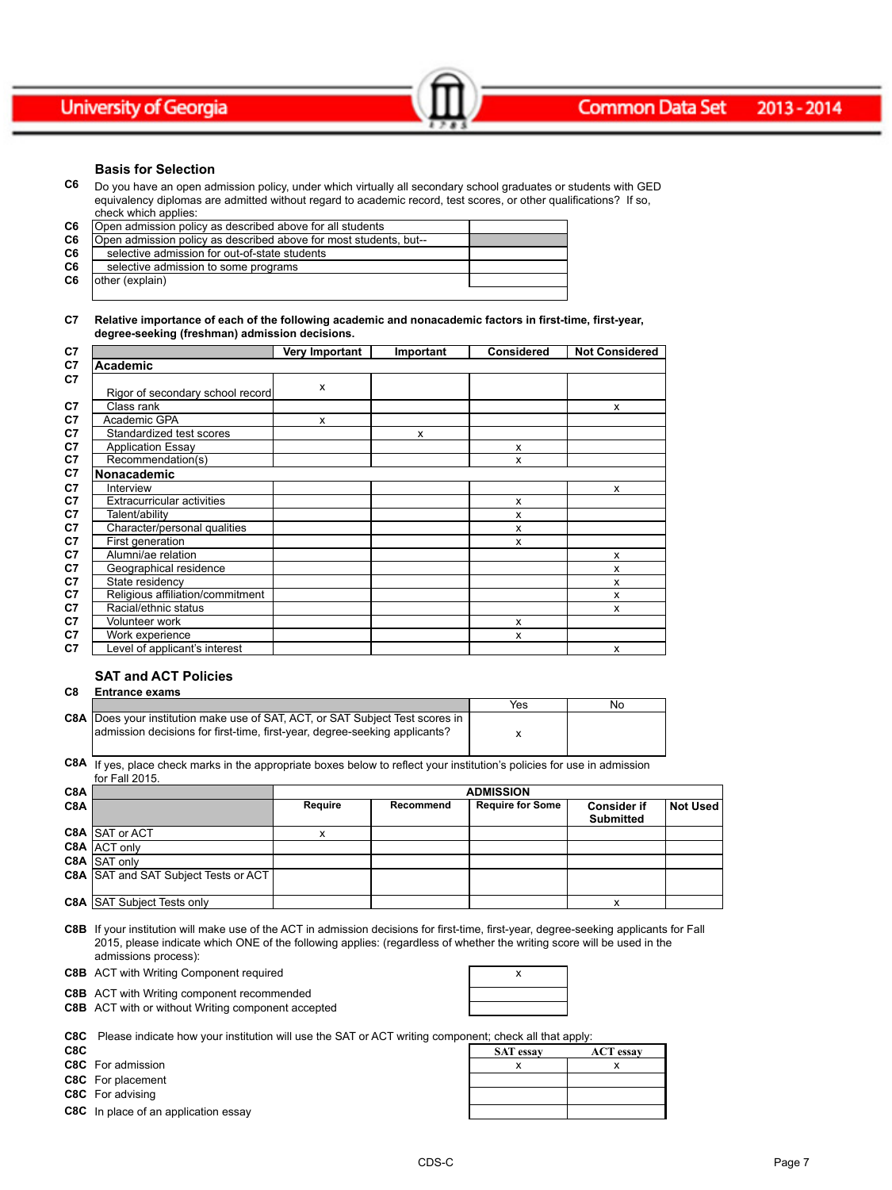## Basis for Selection

**C6** Do you have an open admission policy, under which virtually all secondary school graduates or students with GED equivalency diplomas are admitted without regard to academic record, test scores, or other qualifications? If so, check which applies:

| | | |
|---|---|---|
| C6 | Open admission policy as described above for all students | |
| C6 | Open admission policy as described above for most students, but-- | |
| C6 | selective admission for out-of-state students | |
| C6 | selective admission to some programs | |
| C6 | other (explain) | |

**C7** **Relative importance of each of the following academic and nonacademic factors in first-time, first-year, degree-seeking (freshman) admission decisions.**

| | | Very Important | Important | Considered | Not Considered |
|---|---|---|---|---|---|
| C7 | **Academic** | | | | |
| C7 | Rigor of secondary school record | x | | | |
| C7 | Class rank | | | | x |
| C7 | Academic GPA | x | | | |
| C7 | Standardized test scores | | x | | |
| C7 | Application Essay | | | x | |
| C7 | Recommendation(s) | | | x | |
| C7 | **Nonacademic** | | | | |
| C7 | Interview | | | | x |
| C7 | Extracurricular activities | | | x | |
| C7 | Talent/ability | | | x | |
| C7 | Character/personal qualities | | | x | |
| C7 | First generation | | | x | |
| C7 | Alumni/ae relation | | | | x |
| C7 | Geographical residence | | | | x |
| C7 | State residency | | | | x |
| C7 | Religious affiliation/commitment | | | | x |
| C7 | Racial/ethnic status | | | | x |
| C7 | Volunteer work | | | x | |
| C7 | Work experience | | | x | |
| C7 | Level of applicant's interest | | | | x |

## SAT and ACT Policies

**C8** **Entrance exams**

| | | Yes | No |
|---|---|---|---|
| C8A | Does your institution make use of SAT, ACT, or SAT Subject Test scores in admission decisions for first-time, first-year, degree-seeking applicants? | x | |

**C8A** If yes, place check marks in the appropriate boxes below to reflect your institution's policies for use in admission for Fall 2015.

| | | ADMISSION | | | | |
|---|---|---|---|---|---|---|
| C8A | | Require | Recommend | Require for Some | Consider if Submitted | Not Used |
| C8A | SAT or ACT | x | | | | |
| C8A | ACT only | | | | | |
| C8A | SAT only | | | | | |
| C8A | SAT and SAT Subject Tests or ACT | | | | | |
| C8A | SAT Subject Tests only | | | | x | |

**C8B** If your institution will make use of the ACT in admission decisions for first-time, first-year, degree-seeking applicants for Fall 2015, please indicate which ONE of the following applies: (regardless of whether the writing score will be used in the admissions process):

| | | |
|---|---|---|
| C8B | ACT with Writing Component required | x |
| C8B | ACT with Writing component recommended | |
| C8B | ACT with or without Writing component accepted | |

**C8C** Please indicate how your institution will use the SAT or ACT writing component; check all that apply:

| C8C | | SAT essay | ACT essay |
|---|---|---|---|
| C8C | For admission | x | x |
| C8C | For placement | | |
| C8C | For advising | | |
| C8C | In place of an application essay | | |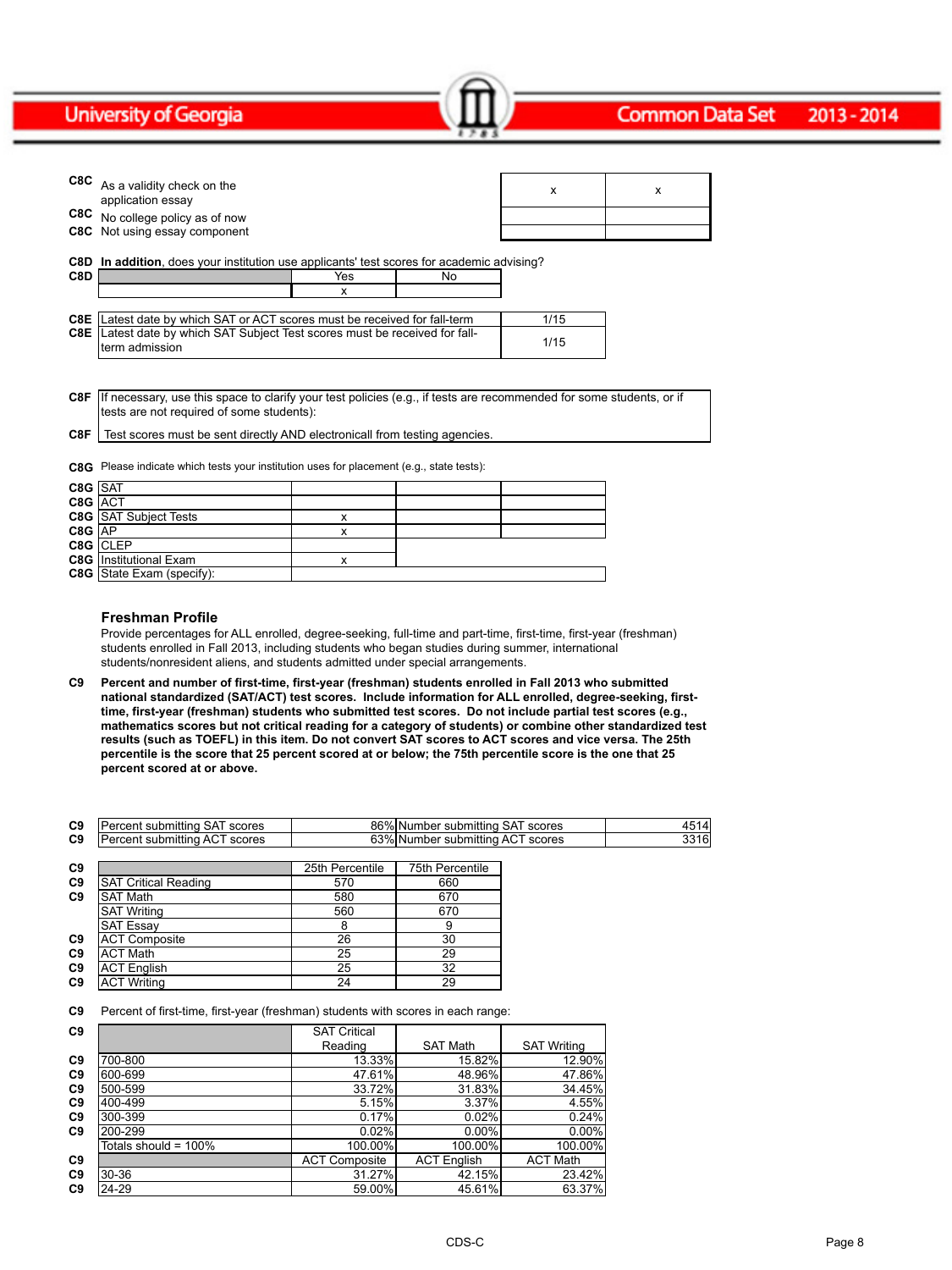| | | | |
|---|---|---|---|
| C8C | As a validity check on the application essay | x | x |
| C8C | No college policy as of now | | |
| C8C | Not using essay component | | |

**C8D** **In addition**, does your institution use applicants' test scores for academic advising?

| C8D | | Yes | No |
|---|---|---|---|
| | | x | |

| | | |
|---|---|---|
| C8E | Latest date by which SAT or ACT scores must be received for fall-term | 1/15 |
| C8E | Latest date by which SAT Subject Test scores must be received for fall-term admission | 1/15 |

**C8F** If necessary, use this space to clarify your test policies (e.g., if tests are recommended for some students, or if tests are not required of some students):

**C8F** Test scores must be sent directly AND electronicall from testing agencies.

**C8G** Please indicate which tests your institution uses for placement (e.g., state tests):

| | | | | |
|---|---|---|---|---|
| C8G | SAT | | | |
| C8G | ACT | | | |
| C8G | SAT Subject Tests | x | | |
| C8G | AP | x | | |
| C8G | CLEP | | | |
| C8G | Institutional Exam | x | | |
| C8G | State Exam (specify): | | | |

### Freshman Profile

Provide percentages for ALL enrolled, degree-seeking, full-time and part-time, first-time, first-year (freshman) students enrolled in Fall 2013, including students who began studies during summer, international students/nonresident aliens, and students admitted under special arrangements.

**C9** **Percent and number of first-time, first-year (freshman) students enrolled in Fall 2013 who submitted national standardized (SAT/ACT) test scores. Include information for ALL enrolled, degree-seeking, first-time, first-year (freshman) students who submitted test scores. Do not include partial test scores (e.g., mathematics scores but not critical reading for a category of students) or combine other standardized test results (such as TOEFL) in this item. Do not convert SAT scores to ACT scores and vice versa. The 25th percentile is the score that 25 percent scored at or below; the 75th percentile score is the one that 25 percent scored at or above.**

| | | | | |
|---|---|---|---|---|
| C9 | Percent submitting SAT scores | 86% | Number submitting SAT scores | 4514 |
| C9 | Percent submitting ACT scores | 63% | Number submitting ACT scores | 3316 |

| | | 25th Percentile | 75th Percentile |
|---|---|---|---|
| C9 | SAT Critical Reading | 570 | 660 |
| C9 | SAT Math | 580 | 670 |
| | SAT Writing | 560 | 670 |
| | SAT Essay | 8 | 9 |
| C9 | ACT Composite | 26 | 30 |
| C9 | ACT Math | 25 | 29 |
| C9 | ACT English | 25 | 32 |
| C9 | ACT Writing | 24 | 29 |

**C9** Percent of first-time, first-year (freshman) students with scores in each range:

| C9 | | SAT Critical Reading | SAT Math | SAT Writing |
|---|---|---|---|---|
| C9 | 700-800 | 13.33% | 15.82% | 12.90% |
| C9 | 600-699 | 47.61% | 48.96% | 47.86% |
| C9 | 500-599 | 33.72% | 31.83% | 34.45% |
| C9 | 400-499 | 5.15% | 3.37% | 4.55% |
| C9 | 300-399 | 0.17% | 0.02% | 0.24% |
| C9 | 200-299 | 0.02% | 0.00% | 0.00% |
| | Totals should = 100% | 100.00% | 100.00% | 100.00% |
| C9 | | ACT Composite | ACT English | ACT Math |
| C9 | 30-36 | 31.27% | 42.15% | 23.42% |
| C9 | 24-29 | 59.00% | 45.61% | 63.37% |

CDS-C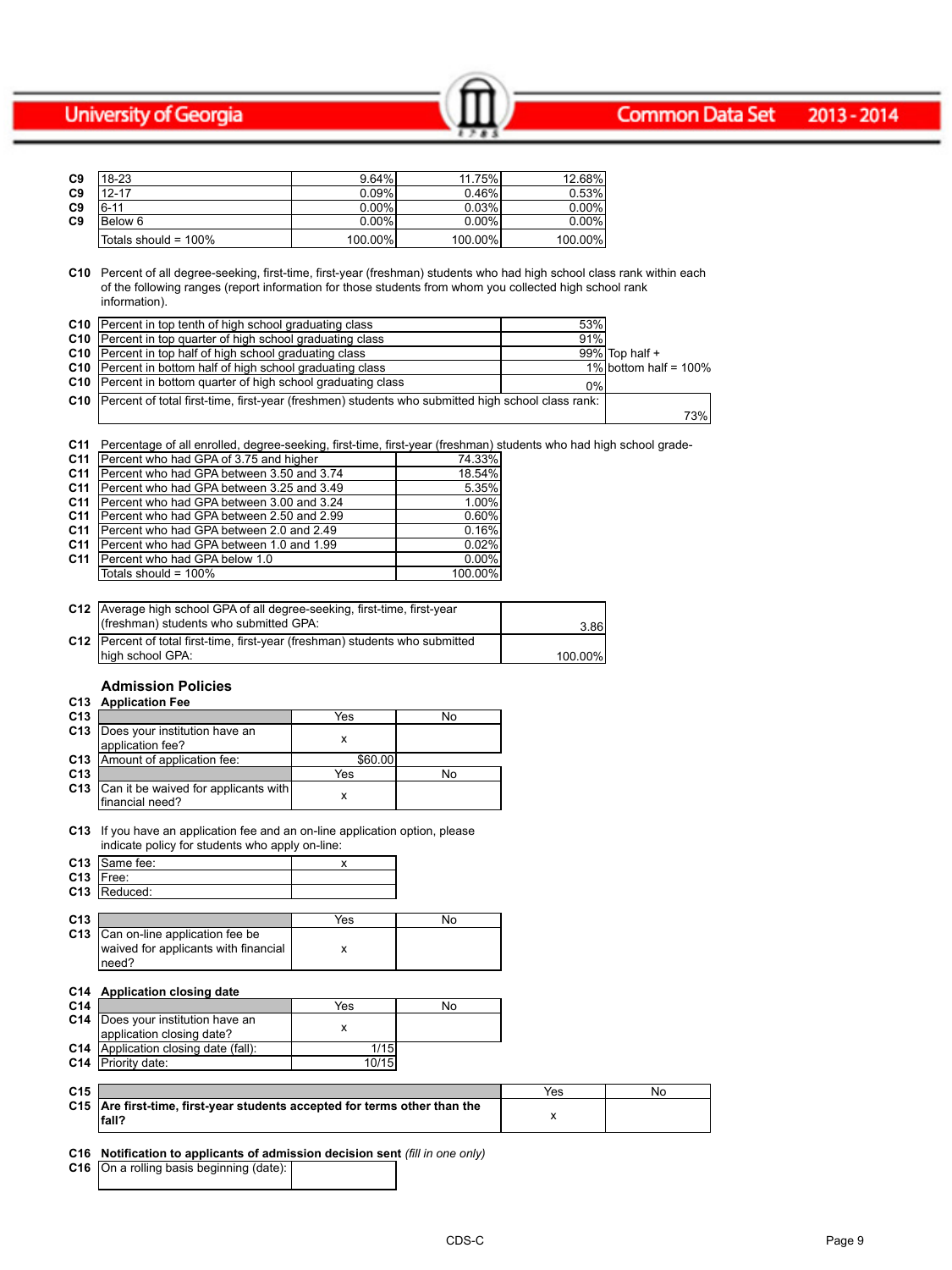| | | | | |
|---|---|---|---|---|
| C9 | 18-23 | 9.64% | 11.75% | 12.68% |
| C9 | 12-17 | 0.09% | 0.46% | 0.53% |
| C9 | 6-11 | 0.00% | 0.03% | 0.00% |
| C9 | Below 6 | 0.00% | 0.00% | 0.00% |
| | Totals should = 100% | 100.00% | 100.00% | 100.00% |

**C10** Percent of all degree-seeking, first-time, first-year (freshman) students who had high school class rank within each of the following ranges (report information for those students from whom you collected high school rank information).

| | | | |
|---|---|---|---|
| C10 | Percent in top tenth of high school graduating class | 53% | |
| C10 | Percent in top quarter of high school graduating class | 91% | |
| C10 | Percent in top half of high school graduating class | 99% | Top half + |
| C10 | Percent in bottom half of high school graduating class | 1% | bottom half = 100% |
| C10 | Percent in bottom quarter of high school graduating class | 0% | |
| C10 | Percent of total first-time, first-year (freshmen) students who submitted high school class rank: | | 73% |

**C11** Percentage of all enrolled, degree-seeking, first-time, first-year (freshman) students who had high school grade-

| | | |
|---|---|---|
| C11 | Percent who had GPA of 3.75 and higher | 74.33% |
| C11 | Percent who had GPA between 3.50 and 3.74 | 18.54% |
| C11 | Percent who had GPA between 3.25 and 3.49 | 5.35% |
| C11 | Percent who had GPA between 3.00 and 3.24 | 1.00% |
| C11 | Percent who had GPA between 2.50 and 2.99 | 0.60% |
| C11 | Percent who had GPA between 2.0 and 2.49 | 0.16% |
| C11 | Percent who had GPA between 1.0 and 1.99 | 0.02% |
| C11 | Percent who had GPA below 1.0 | 0.00% |
| | Totals should = 100% | 100.00% |

| | | |
|---|---|---|
| C12 | Average high school GPA of all degree-seeking, first-time, first-year (freshman) students who submitted GPA: | 3.86 |
| C12 | Percent of total first-time, first-year (freshman) students who submitted high school GPA: | 100.00% |

## Admission Policies

**C13 Application Fee**

| | | Yes | No |
|---|---|---|---|
| C13 | Does your institution have an application fee? | x | |
| C13 | Amount of application fee: | $60.00 | |

| | | Yes | No |
|---|---|---|---|
| C13 | Can it be waived for applicants with financial need? | x | |

**C13** If you have an application fee and an on-line application option, please indicate policy for students who apply on-line:

| | | |
|---|---|---|
| C13 | Same fee: | x |
| C13 | Free: | |
| C13 | Reduced: | |

| | | Yes | No |
|---|---|---|---|
| C13 | Can on-line application fee be waived for applicants with financial need? | x | |

**C14 Application closing date**

| | | Yes | No |
|---|---|---|---|
| C14 | Does your institution have an application closing date? | x | |
| C14 | Application closing date (fall): | 1/15 | |
| C14 | Priority date: | 10/15 | |

| | | Yes | No |
|---|---|---|---|
| C15 | **Are first-time, first-year students accepted for terms other than the fall?** | x | |

**C16 Notification to applicants of admission decision sent** *(fill in one only)*

| | | |
|---|---|---|
| C16 | On a rolling basis beginning (date): | |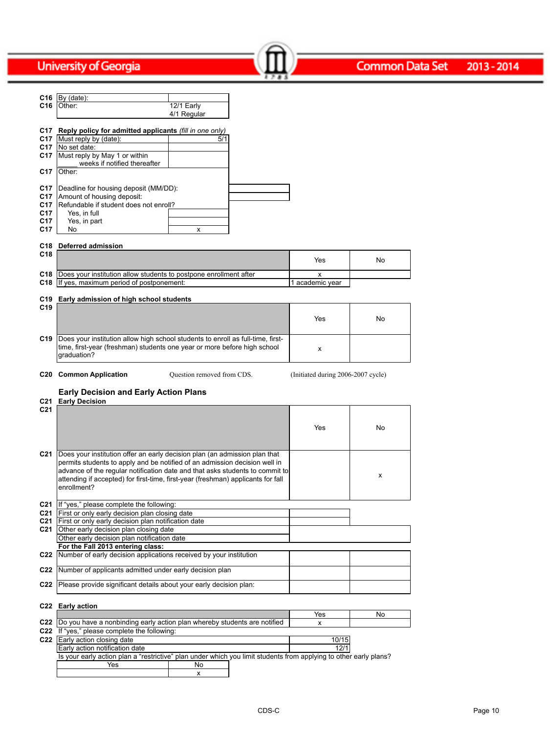| | | |
|---|---|---|
| C16 | By (date): | |
| C16 | Other: | 12/1 Early<br>4/1 Regular |

**C17 Reply policy for admitted applicants** *(fill in one only)*

| | | |
|---|---|---|
| C17 | Must reply by (date): | 5/1 |
| C17 | No set date: | |
| C17 | Must reply by May 1 or within _____ weeks if notified thereafter | |
| C17 | Other: | |
| C17 | Deadline for housing deposit (MM/DD): | |
| C17 | Amount of housing deposit: | |
| C17 | Refundable if student does not enroll? | |
| C17 | Yes, in full | |
| C17 | Yes, in part | |
| C17 | No | x |

**C18 Deferred admission**

| | | Yes | No |
|---|---|---|---|
| C18 | Does your institution allow students to postpone enrollment after | x | |
| C18 | If yes, maximum period of postponement: | 1 academic year | |

**C19 Early admission of high school students**

| | | Yes | No |
|---|---|---|---|
| C19 | Does your institution allow high school students to enroll as full-time, first-time, first-year (freshman) students one year or more before high school graduation? | x | |

**C20 Common Application** Question removed from CDS. (Initiated during 2006-2007 cycle)

## Early Decision and Early Action Plans

**C21 Early Decision**

| | | Yes | No |
|---|---|---|---|
| C21 | Does your institution offer an early decision plan (an admission plan that permits students to apply and be notified of an admission decision well in advance of the regular notification date and that asks students to commit to attending if accepted) for first-time, first-year (freshman) applicants for fall enrollment? | | x |
| C21 | If "yes," please complete the following: | | |
| C21 | First or only early decision plan closing date | | |
| C21 | First or only early decision plan notification date | | |
| C21 | Other early decision plan closing date | | |
| | Other early decision plan notification date | | |
| | **For the Fall 2013 entering class:** | | |
| C22 | Number of early decision applications received by your institution | | |
| C22 | Number of applicants admitted under early decision plan | | |
| C22 | Please provide significant details about your early decision plan: | | |

**C22 Early action**

| | | Yes | No |
|---|---|---|---|
| C22 | Do you have a nonbinding early action plan whereby students are notified | x | |
| C22 | If "yes," please complete the following: | | |
| C22 | Early action closing date | 10/15 | |
| | Early action notification date | 12/1 | |

Is your early action plan a "restrictive" plan under which you limit students from applying to other early plans?

| Yes | No |
|---|---|
| | x |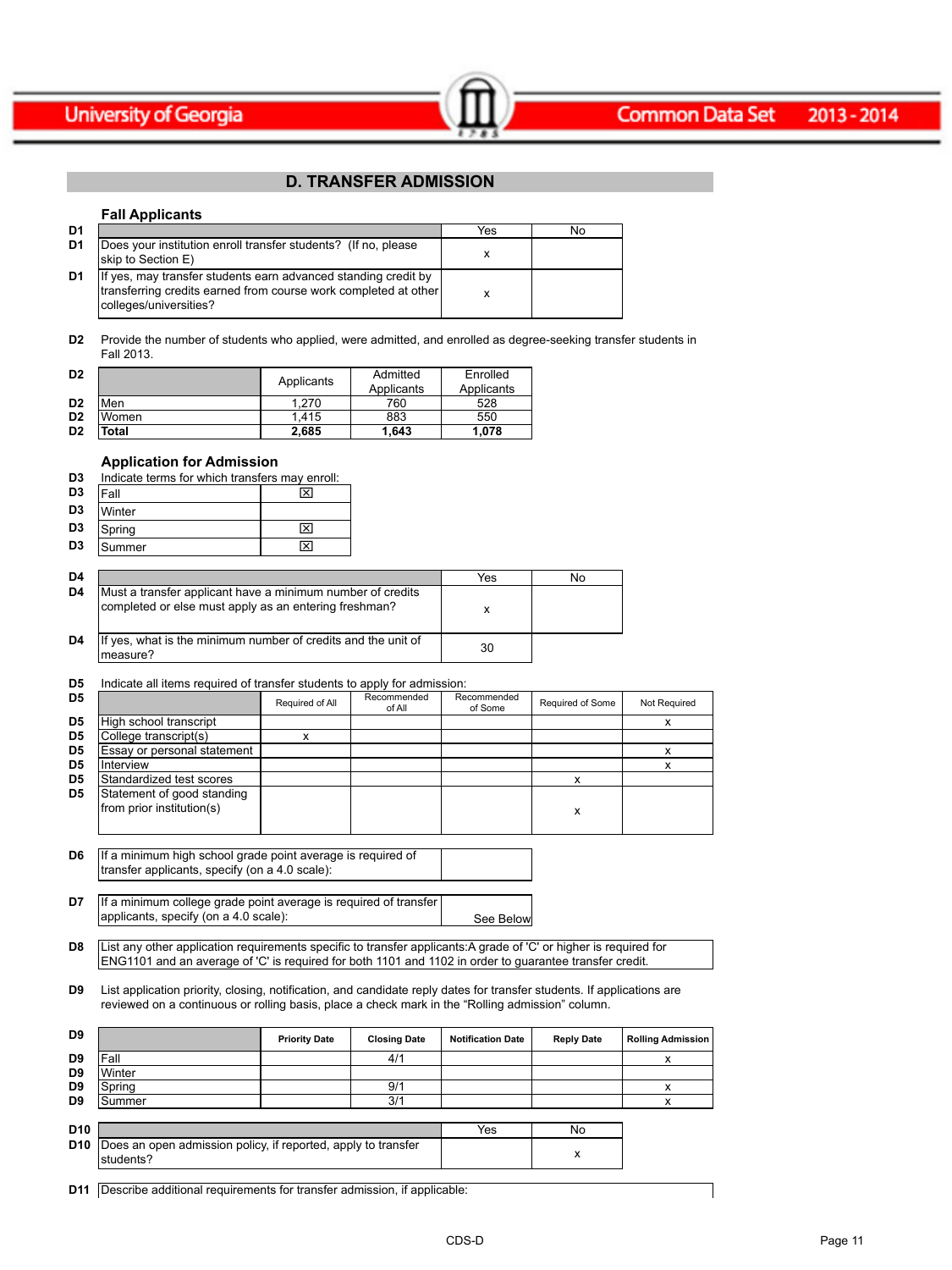## D. TRANSFER ADMISSION

### Fall Applicants

| | | Yes | No |
|---|---|---|---|
| D1 | Does your institution enroll transfer students? (If no, please skip to Section E) | x | |
| D1 | If yes, may transfer students earn advanced standing credit by transferring credits earned from course work completed at other colleges/universities? | x | |

D2 Provide the number of students who applied, were admitted, and enrolled as degree-seeking transfer students in Fall 2013.

| | | Applicants | Admitted Applicants | Enrolled Applicants |
|---|---|---|---|---|
| D2 | Men | 1,270 | 760 | 528 |
| D2 | Women | 1,415 | 883 | 550 |
| D2 | **Total** | **2,685** | **1,643** | **1,078** |

### Application for Admission

D3 Indicate terms for which transfers may enroll:

| | | |
|---|---|---|
| D3 | Fall | ☒ |
| D3 | Winter | |
| D3 | Spring | ☒ |
| D3 | Summer | ☒ |

| | | Yes | No |
|---|---|---|---|
| D4 | Must a transfer applicant have a minimum number of credits completed or else must apply as an entering freshman? | x | |
| D4 | If yes, what is the minimum number of credits and the unit of measure? | 30 | |

D5 Indicate all items required of transfer students to apply for admission:

| | | Required of All | Recommended of All | Recommended of Some | Required of Some | Not Required |
|---|---|---|---|---|---|---|
| D5 | High school transcript | | | | | x |
| D5 | College transcript(s) | x | | | | |
| D5 | Essay or personal statement | | | | | x |
| D5 | Interview | | | | | x |
| D5 | Standardized test scores | | | | x | |
| D5 | Statement of good standing from prior institution(s) | | | | x | |

| | | |
|---|---|---|
| D6 | If a minimum high school grade point average is required of transfer applicants, specify (on a 4.0 scale): | |
| D7 | If a minimum college grade point average is required of transfer applicants, specify (on a 4.0 scale): | See Below |

D8 List any other application requirements specific to transfer applicants:A grade of 'C' or higher is required for ENG1101 and an average of 'C' is required for both 1101 and 1102 in order to guarantee transfer credit.

D9 List application priority, closing, notification, and candidate reply dates for transfer students. If applications are reviewed on a continuous or rolling basis, place a check mark in the "Rolling admission" column.

| | | Priority Date | Closing Date | Notification Date | Reply Date | Rolling Admission |
|---|---|---|---|---|---|---|
| D9 | Fall | | 4/1 | | | x |
| D9 | Winter | | | | | |
| D9 | Spring | | 9/1 | | | x |
| D9 | Summer | | 3/1 | | | x |

| | | Yes | No |
|---|---|---|---|
| D10 | Does an open admission policy, if reported, apply to transfer students? | | x |

D11 Describe additional requirements for transfer admission, if applicable: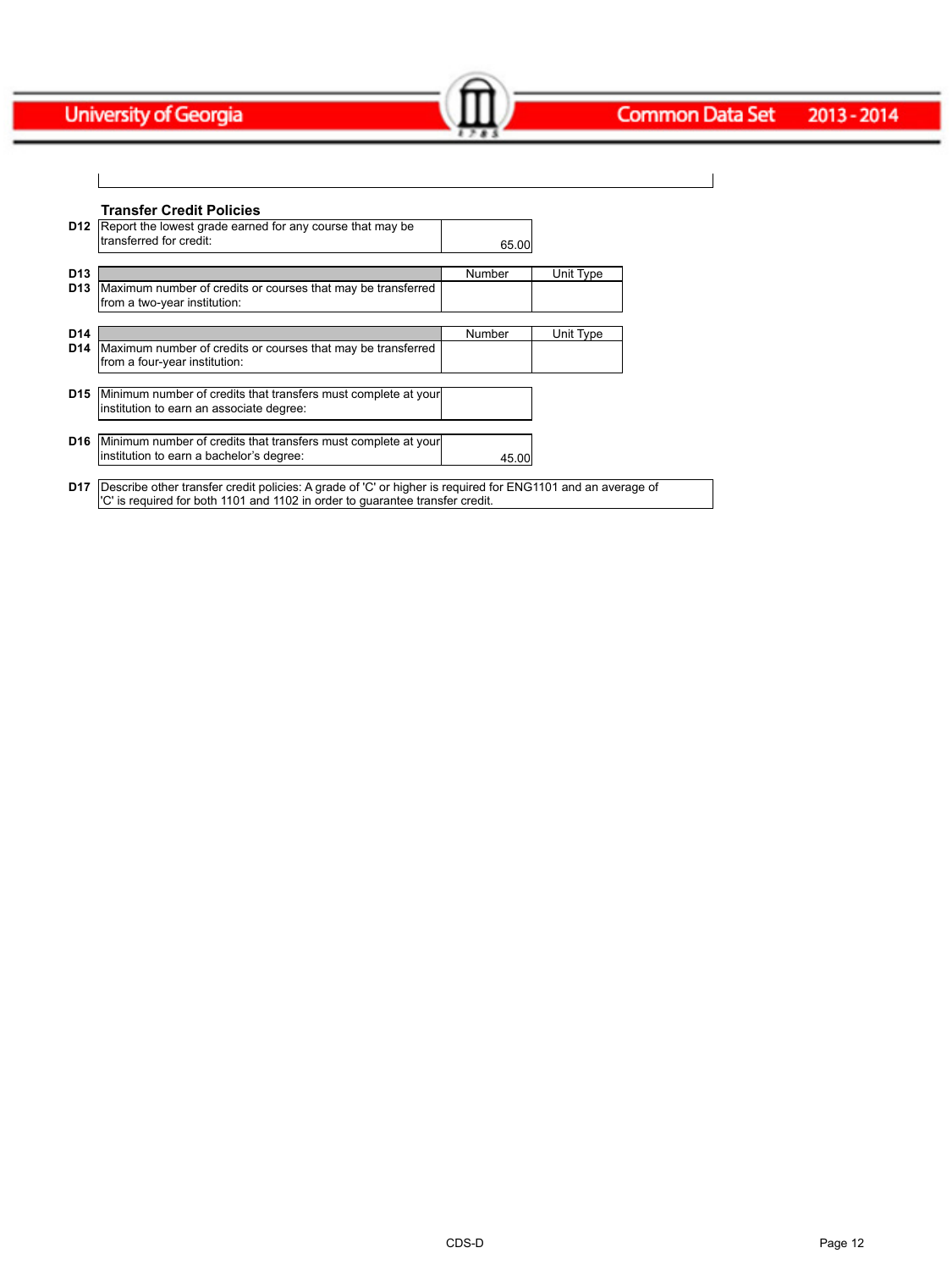### Transfer Credit Policies

| | | |
|---|---|---|
| D12 | Report the lowest grade earned for any course that may be transferred for credit: | 65.00 |

| | | Number | Unit Type |
|---|---|---|---|
| D13 | Maximum number of credits or courses that may be transferred from a two-year institution: | | |

| | | Number | Unit Type |
|---|---|---|---|
| D14 | Maximum number of credits or courses that may be transferred from a four-year institution: | | |

| | | |
|---|---|---|
| D15 | Minimum number of credits that transfers must complete at your institution to earn an associate degree: | |

| | | |
|---|---|---|
| D16 | Minimum number of credits that transfers must complete at your institution to earn a bachelor's degree: | 45.00 |

**D17** Describe other transfer credit policies: A grade of 'C' or higher is required for ENG1101 and an average of 'C' is required for both 1101 and 1102 in order to guarantee transfer credit.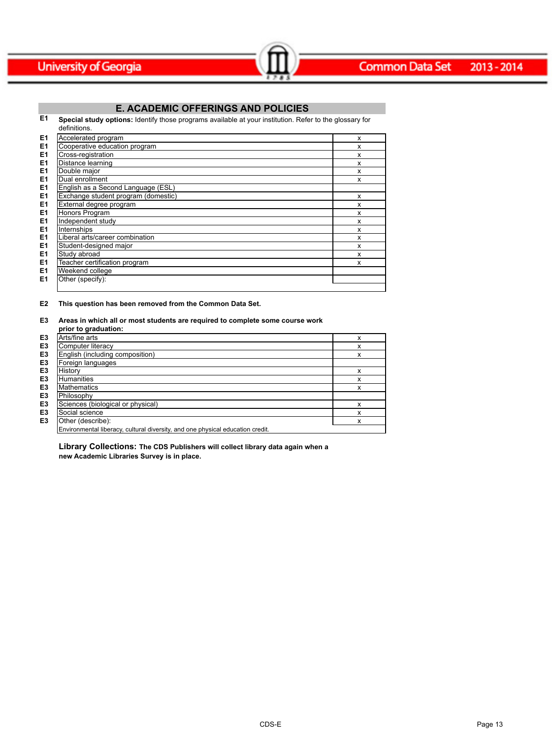## E. ACADEMIC OFFERINGS AND POLICIES

E1 **Special study options:** Identify those programs available at your institution. Refer to the glossary for definitions.

| | | |
|---|---|---|
| E1 | Accelerated program | x |
| E1 | Cooperative education program | x |
| E1 | Cross-registration | x |
| E1 | Distance learning | x |
| E1 | Double major | x |
| E1 | Dual enrollment | x |
| E1 | English as a Second Language (ESL) | |
| E1 | Exchange student program (domestic) | x |
| E1 | External degree program | x |
| E1 | Honors Program | x |
| E1 | Independent study | x |
| E1 | Internships | x |
| E1 | Liberal arts/career combination | x |
| E1 | Student-designed major | x |
| E1 | Study abroad | x |
| E1 | Teacher certification program | x |
| E1 | Weekend college | |
| E1 | Other (specify): | |

**E2 This question has been removed from the Common Data Set.**

**E3 Areas in which all or most students are required to complete some course work prior to graduation:**

| | | |
|---|---|---|
| E3 | Arts/fine arts | x |
| E3 | Computer literacy | x |
| E3 | English (including composition) | x |
| E3 | Foreign languages | |
| E3 | History | x |
| E3 | Humanities | x |
| E3 | Mathematics | x |
| E3 | Philosophy | |
| E3 | Sciences (biological or physical) | x |
| E3 | Social science | x |
| E3 | Other (describe): | x |
| | Environmental liberacy, cultural diversity, and one physical education credit. | |

**Library Collections: The CDS Publishers will collect library data again when a new Academic Libraries Survey is in place.**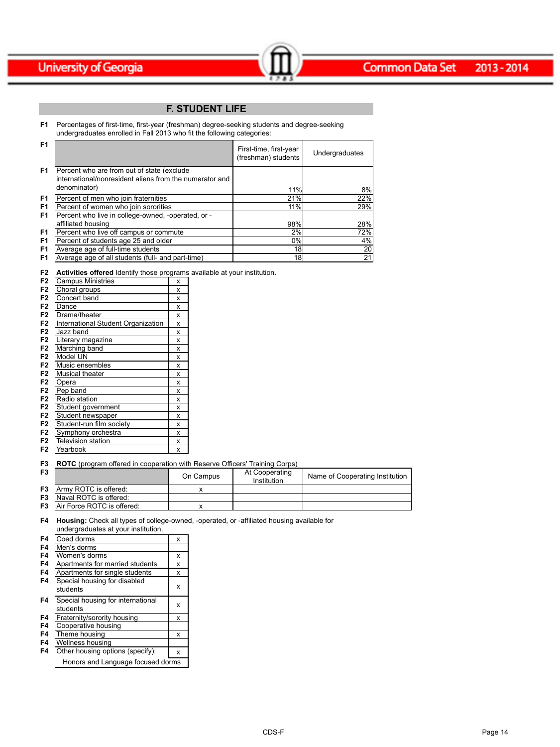## F. STUDENT LIFE

**F1** Percentages of first-time, first-year (freshman) degree-seeking students and degree-seeking undergraduates enrolled in Fall 2013 who fit the following categories:

| | | First-time, first-year (freshman) students | Undergraduates |
|---|---|---|---|
| F1 | Percent who are from out of state (exclude international/nonresident aliens from the numerator and denominator) | 11% | 8% |
| F1 | Percent of men who join fraternities | 21% | 22% |
| F1 | Percent of women who join sororities | 11% | 29% |
| F1 | Percent who live in college-owned, -operated, or -affiliated housing | 98% | 28% |
| F1 | Percent who live off campus or commute | 2% | 72% |
| F1 | Percent of students age 25 and older | 0% | 4% |
| F1 | Average age of full-time students | 18 | 20 |
| F1 | Average age of all students (full- and part-time) | 18 | 21 |

**F2** **Activities offered** Identify those programs available at your institution.

| | Activity | |
|---|---|---|
| F2 | Campus Ministries | x |
| F2 | Choral groups | x |
| F2 | Concert band | x |
| F2 | Dance | x |
| F2 | Drama/theater | x |
| F2 | International Student Organization | x |
| F2 | Jazz band | x |
| F2 | Literary magazine | x |
| F2 | Marching band | x |
| F2 | Model UN | x |
| F2 | Music ensembles | x |
| F2 | Musical theater | x |
| F2 | Opera | x |
| F2 | Pep band | x |
| F2 | Radio station | x |
| F2 | Student government | x |
| F2 | Student newspaper | x |
| F2 | Student-run film society | x |
| F2 | Symphony orchestra | x |
| F2 | Television station | x |
| F2 | Yearbook | x |

**F3** **ROTC** (program offered in cooperation with Reserve Officers' Training Corps)

| F3 | | On Campus | At Cooperating Institution | Name of Cooperating Institution |
|---|---|---|---|---|
| F3 | Army ROTC is offered: | x | | |
| F3 | Naval ROTC is offered: | | | |
| F3 | Air Force ROTC is offered: | x | | |

**F4** **Housing:** Check all types of college-owned, -operated, or -affiliated housing available for undergraduates at your institution.

| | Housing type | |
|---|---|---|
| F4 | Coed dorms | x |
| F4 | Men's dorms | |
| F4 | Women's dorms | x |
| F4 | Apartments for married students | x |
| F4 | Apartments for single students | x |
| F4 | Special housing for disabled students | x |
| F4 | Special housing for international students | x |
| F4 | Fraternity/sorority housing | x |
| F4 | Cooperative housing | |
| F4 | Theme housing | x |
| F4 | Wellness housing | |
| F4 | Other housing options (specify): | x |
| | Honors and Language focused dorms | |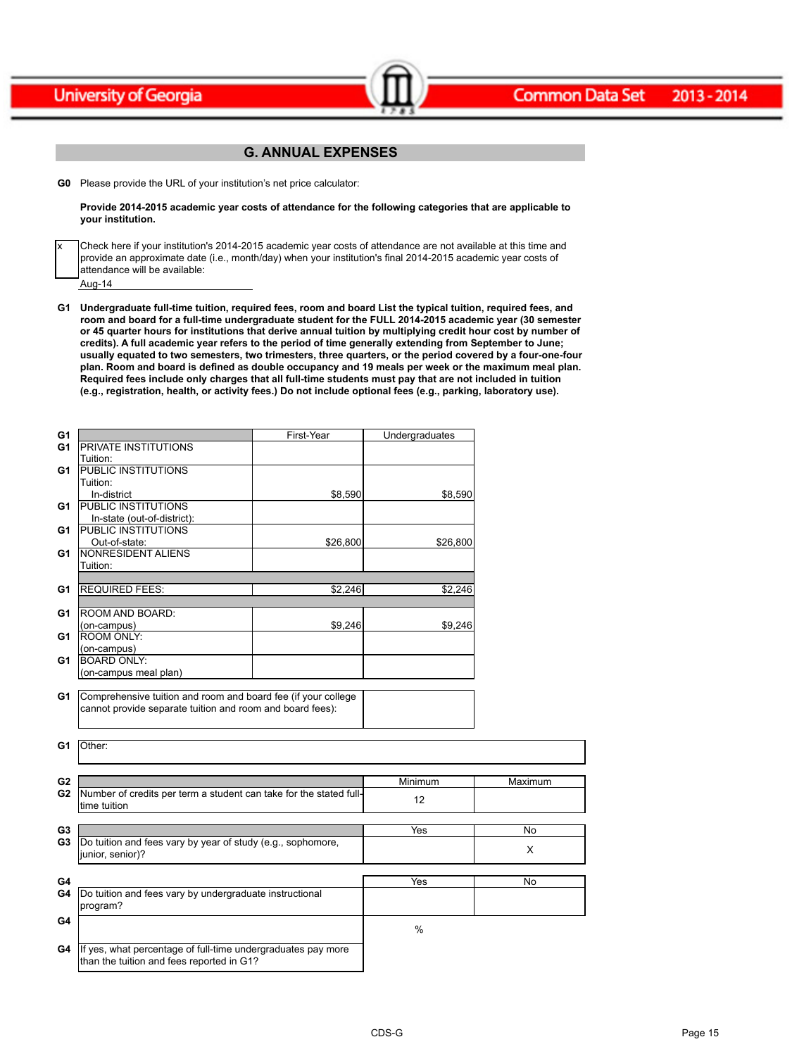## G. ANNUAL EXPENSES

**G0** Please provide the URL of your institution's net price calculator:

**Provide 2014-2015 academic year costs of attendance for the following categories that are applicable to your institution.**

x — Check here if your institution's 2014-2015 academic year costs of attendance are not available at this time and provide an approximate date (i.e., month/day) when your institution's final 2014-2015 academic year costs of attendance will be available:

Aug-14

**G1 Undergraduate full-time tuition, required fees, room and board List the typical tuition, required fees, and room and board for a full-time undergraduate student for the FULL 2014-2015 academic year (30 semester or 45 quarter hours for institutions that derive annual tuition by multiplying credit hour cost by number of credits). A full academic year refers to the period of time generally extending from September to June; usually equated to two semesters, two trimesters, three quarters, or the period covered by a four-one-four plan. Room and board is defined as double occupancy and 19 meals per week or the maximum meal plan. Required fees include only charges that all full-time students must pay that are not included in tuition (e.g., registration, health, or activity fees.) Do not include optional fees (e.g., parking, laboratory use).**

| | | First-Year | Undergraduates |
|---|---|---|---|
| G1 | PRIVATE INSTITUTIONS Tuition: | | |
| G1 | PUBLIC INSTITUTIONS Tuition: In-district | $8,590 | $8,590 |
| G1 | PUBLIC INSTITUTIONS In-state (out-of-district): | | |
| G1 | PUBLIC INSTITUTIONS Out-of-state: | $26,800 | $26,800 |
| G1 | NONRESIDENT ALIENS Tuition: | | |
| G1 | REQUIRED FEES: | $2,246 | $2,246 |
| G1 | ROOM AND BOARD: (on-campus) | $9,246 | $9,246 |
| G1 | ROOM ONLY: (on-campus) | | |
| G1 | BOARD ONLY: (on-campus meal plan) | | |

| | | |
|---|---|---|
| G1 | Comprehensive tuition and room and board fee (if your college cannot provide separate tuition and room and board fees): | |

| | |
|---|---|
| G1 | Other: |

| | | Minimum | Maximum |
|---|---|---|---|
| G2 | Number of credits per term a student can take for the stated full-time tuition | 12 | |

| | | Yes | No |
|---|---|---|---|
| G3 | Do tuition and fees vary by year of study (e.g., sophomore, junior, senior)? | | X |

| | | Yes | No |
|---|---|---|---|
| G4 | Do tuition and fees vary by undergraduate instructional program? | | |
| G4 | If yes, what percentage of full-time undergraduates pay more than the tuition and fees reported in G1? | % | |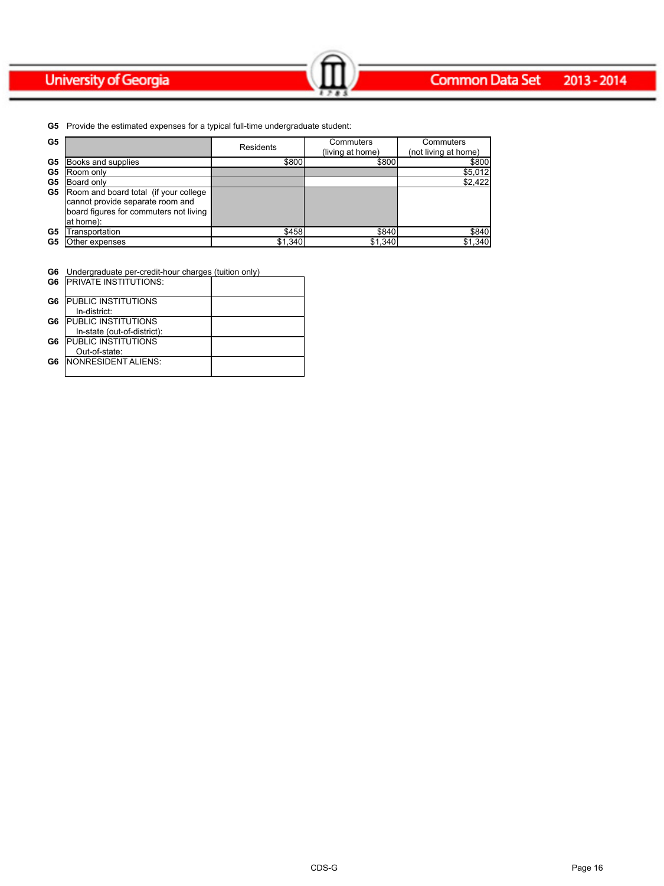**G5** Provide the estimated expenses for a typical full-time undergraduate student:

| G5 | | Residents | Commuters (living at home) | Commuters (not living at home) |
|---|---|---|---|---|
| G5 | Books and supplies | $800 | $800 | $800 |
| G5 | Room only | | | $5,012 |
| G5 | Board only | | | $2,422 |
| G5 | Room and board total (if your college cannot provide separate room and board figures for commuters not living at home): | | | |
| G5 | Transportation | $458 | $840 | $840 |
| G5 | Other expenses | $1,340 | $1,340 | $1,340 |

**G6** Undergraduate per-credit-hour charges (tuition only)

| G6 | | |
|---|---|---|
| G6 | PRIVATE INSTITUTIONS: | |
| G6 | PUBLIC INSTITUTIONS In-district: | |
| G6 | PUBLIC INSTITUTIONS In-state (out-of-district): | |
| G6 | PUBLIC INSTITUTIONS Out-of-state: | |
| G6 | NONRESIDENT ALIENS: | |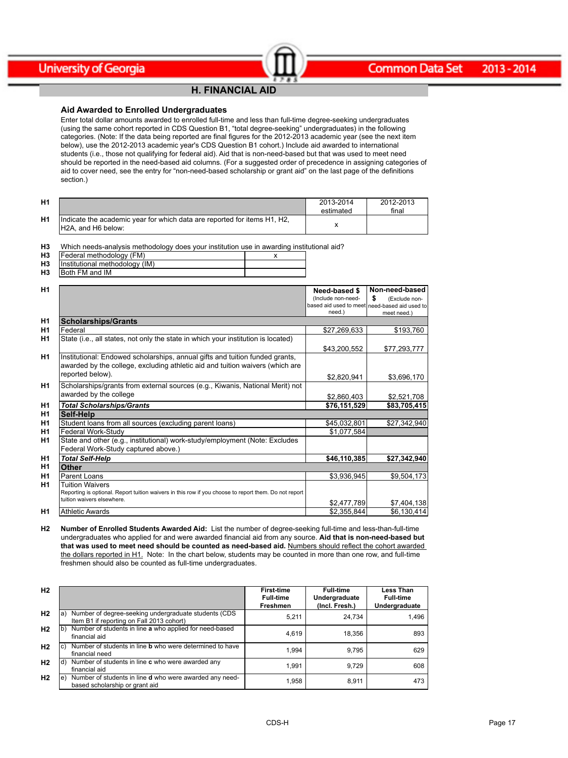## H. FINANCIAL AID

### Aid Awarded to Enrolled Undergraduates

Enter total dollar amounts awarded to enrolled full-time and less than full-time degree-seeking undergraduates (using the same cohort reported in CDS Question B1, "total degree-seeking" undergraduates) in the following categories. (Note: If the data being reported are final figures for the 2012-2013 academic year (see the next item below), use the 2012-2013 academic year's CDS Question B1 cohort.) Include aid awarded to international students (i.e., those not qualifying for federal aid). Aid that is non-need-based but that was used to meet need should be reported in the need-based aid columns. (For a suggested order of precedence in assigning categories of aid to cover need, see the entry for "non-need-based scholarship or grant aid" on the last page of the definitions section.)

| | | 2013-2014 estimated | 2012-2013 final |
|---|---|---|---|
| H1 | Indicate the academic year for which data are reported for items H1, H2, H2A, and H6 below: | x | |

H3 Which needs-analysis methodology does your institution use in awarding institutional aid?

| | | |
|---|---|---|
| H3 | Federal methodology (FM) | x |
| H3 | Institutional methodology (IM) | |
| H3 | Both FM and IM | |

| | | Need-based $ (Include non-need-based aid used to meet need.) | Non-need-based $ (Exclude non-need-based aid used to meet need.) |
|---|---|---|---|
| H1 | **Scholarships/Grants** | | |
| H1 | Federal | $27,269,633 | $193,760 |
| H1 | State (i.e., all states, not only the state in which your institution is located) | $43,200,552 | $77,293,777 |
| H1 | Institutional: Endowed scholarships, annual gifts and tuition funded grants, awarded by the college, excluding athletic aid and tuition waivers (which are reported below). | $2,820,941 | $3,696,170 |
| H1 | Scholarships/grants from external sources (e.g., Kiwanis, National Merit) not awarded by the college | $2,860,403 | $2,521,708 |
| H1 | ***Total Scholarships/Grants*** | **$76,151,529** | **$83,705,415** |
| H1 | **Self-Help** | | |
| H1 | Student loans from all sources (excluding parent loans) | $45,032,801 | $27,342,940 |
| H1 | Federal Work-Study | $1,077,584 | |
| H1 | State and other (e.g., institutional) work-study/employment (Note: Excludes Federal Work-Study captured above.) | | |
| H1 | ***Total Self-Help*** | **$46,110,385** | **$27,342,940** |
| H1 | **Other** | | |
| H1 | Parent Loans | $3,936,945 | $9,504,173 |
| H1 | Tuition Waivers<br>Reporting is optional. Report tuition waivers in this row if you choose to report them. Do not report tuition waivers elsewhere. | $2,477,789 | $7,404,138 |
| H1 | Athletic Awards | $2,355,844 | $6,130,414 |

**H2** **Number of Enrolled Students Awarded Aid:** List the number of degree-seeking full-time and less-than-full-time undergraduates who applied for and were awarded financial aid from any source. **Aid that is non-need-based but that was used to meet need should be counted as need-based aid.** Numbers should reflect the cohort awarded the dollars reported in H1. Note: In the chart below, students may be counted in more than one row, and full-time freshmen should also be counted as full-time undergraduates.

| | | First-time Full-time Freshmen | Full-time Undergraduate (Incl. Fresh.) | Less Than Full-time Undergraduate |
|---|---|---|---|---|
| H2 | a) Number of degree-seeking undergraduate students (CDS Item B1 if reporting on Fall 2013 cohort) | 5,211 | 24,734 | 1,496 |
| H2 | b) Number of students in line **a** who applied for need-based financial aid | 4,619 | 18,356 | 893 |
| H2 | c) Number of students in line **b** who were determined to have financial need | 1,994 | 9,795 | 629 |
| H2 | d) Number of students in line **c** who were awarded any financial aid | 1,991 | 9,729 | 608 |
| H2 | e) Number of students in line **d** who were awarded any need-based scholarship or grant aid | 1,958 | 8,911 | 473 |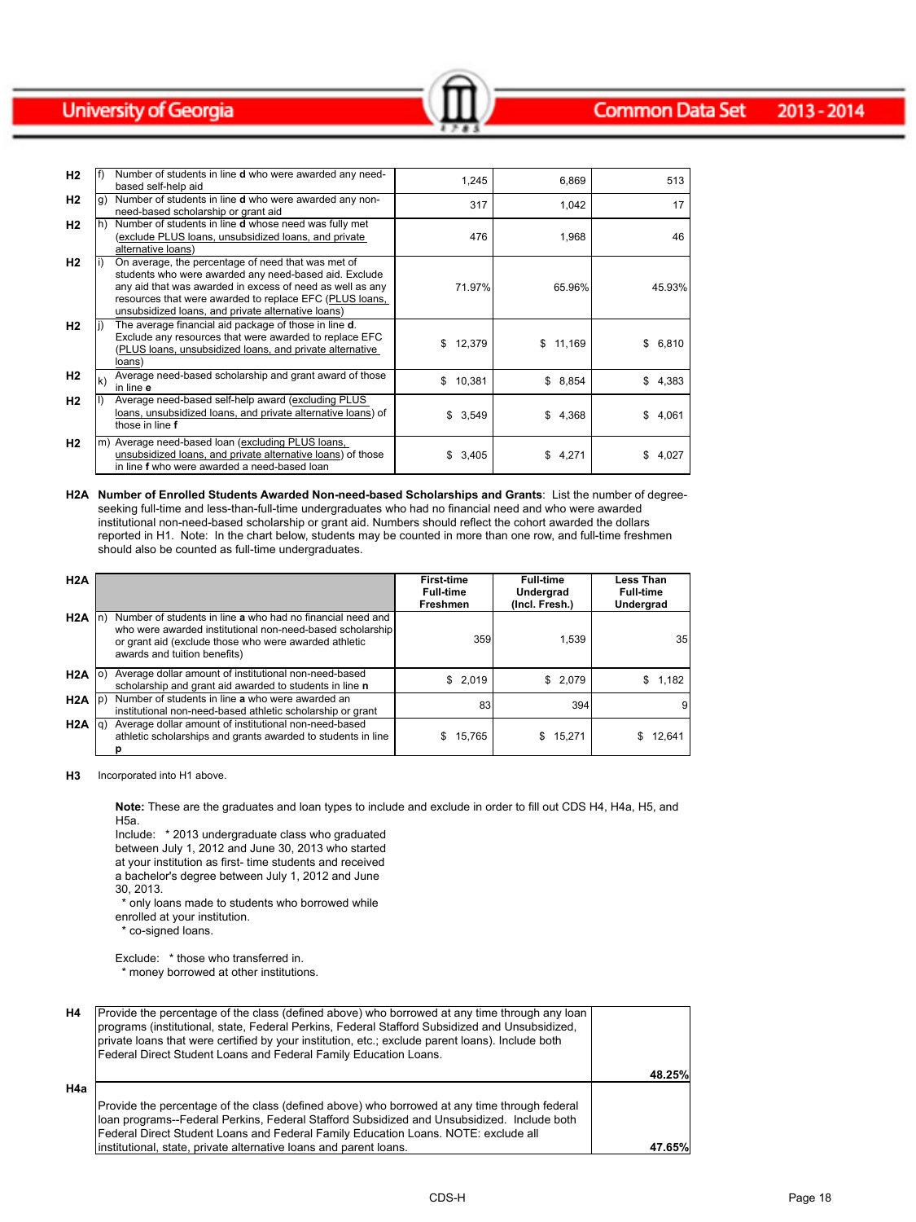| | | | | | |
|---|---|---|---|---|---|
| H2 | f) | Number of students in line **d** who were awarded any need-based self-help aid | 1,245 | 6,869 | 513 |
| H2 | g) | Number of students in line **d** who were awarded any non-need-based scholarship or grant aid | 317 | 1,042 | 17 |
| H2 | h) | Number of students in line **d** whose need was fully met (exclude PLUS loans, unsubsidized loans, and private alternative loans) | 476 | 1,968 | 46 |
| H2 | i) | On average, the percentage of need that was met of students who were awarded any need-based aid. Exclude any aid that was awarded in excess of need as well as any resources that were awarded to replace EFC (PLUS loans, unsubsidized loans, and private alternative loans) | 71.97% | 65.96% | 45.93% |
| H2 | j) | The average financial aid package of those in line **d**. Exclude any resources that were awarded to replace EFC (PLUS loans, unsubsidized loans, and private alternative loans) | $ 12,379 | $ 11,169 | $ 6,810 |
| H2 | k) | Average need-based scholarship and grant award of those in line **e** | $ 10,381 | $ 8,854 | $ 4,383 |
| H2 | l) | Average need-based self-help award (excluding PLUS loans, unsubsidized loans, and private alternative loans) of those in line **f** | $ 3,549 | $ 4,368 | $ 4,061 |
| H2 | m) | Average need-based loan (excluding PLUS loans, unsubsidized loans, and private alternative loans) of those in line **f** who were awarded a need-based loan | $ 3,405 | $ 4,271 | $ 4,027 |

**H2A Number of Enrolled Students Awarded Non-need-based Scholarships and Grants**: List the number of degree-seeking full-time and less-than-full-time undergraduates who had no financial need and who were awarded institutional non-need-based scholarship or grant aid. Numbers should reflect the cohort awarded the dollars reported in H1. Note: In the chart below, students may be counted in more than one row, and full-time freshmen should also be counted as full-time undergraduates.

| H2A | | | First-time Full-time Freshmen | Full-time Undergrad (Incl. Fresh.) | Less Than Full-time Undergrad |
|---|---|---|---|---|---|
| H2A | n) | Number of students in line **a** who had no financial need and who were awarded institutional non-need-based scholarship or grant aid (exclude those who were awarded athletic awards and tuition benefits) | 359 | 1,539 | 35 |
| H2A | o) | Average dollar amount of institutional non-need-based scholarship and grant aid awarded to students in line **n** | $ 2,019 | $ 2,079 | $ 1,182 |
| H2A | p) | Number of students in line **a** who were awarded an institutional non-need-based athletic scholarship or grant | 83 | 394 | 9 |
| H2A | q) | Average dollar amount of institutional non-need-based athletic scholarships and grants awarded to students in line **p** | $ 15,765 | $ 15,271 | $ 12,641 |

**H3** Incorporated into H1 above.

**Note:** These are the graduates and loan types to include and exclude in order to fill out CDS H4, H4a, H5, and H5a.

Include: * 2013 undergraduate class who graduated between July 1, 2012 and June 30, 2013 who started at your institution as first- time students and received a bachelor's degree between July 1, 2012 and June 30, 2013.
* only loans made to students who borrowed while enrolled at your institution.
* co-signed loans.

Exclude: * those who transferred in.
* money borrowed at other institutions.

| | | |
|---|---|---|
| H4 | Provide the percentage of the class (defined above) who borrowed at any time through any loan programs (institutional, state, Federal Perkins, Federal Stafford Subsidized and Unsubsidized, private loans that were certified by your institution, etc.; exclude parent loans). Include both Federal Direct Student Loans and Federal Family Education Loans. | **48.25%** |
| H4a | Provide the percentage of the class (defined above) who borrowed at any time through federal loan programs--Federal Perkins, Federal Stafford Subsidized and Unsubsidized. Include both Federal Direct Student Loans and Federal Family Education Loans. NOTE: exclude all institutional, state, private alternative loans and parent loans. | **47.65%** |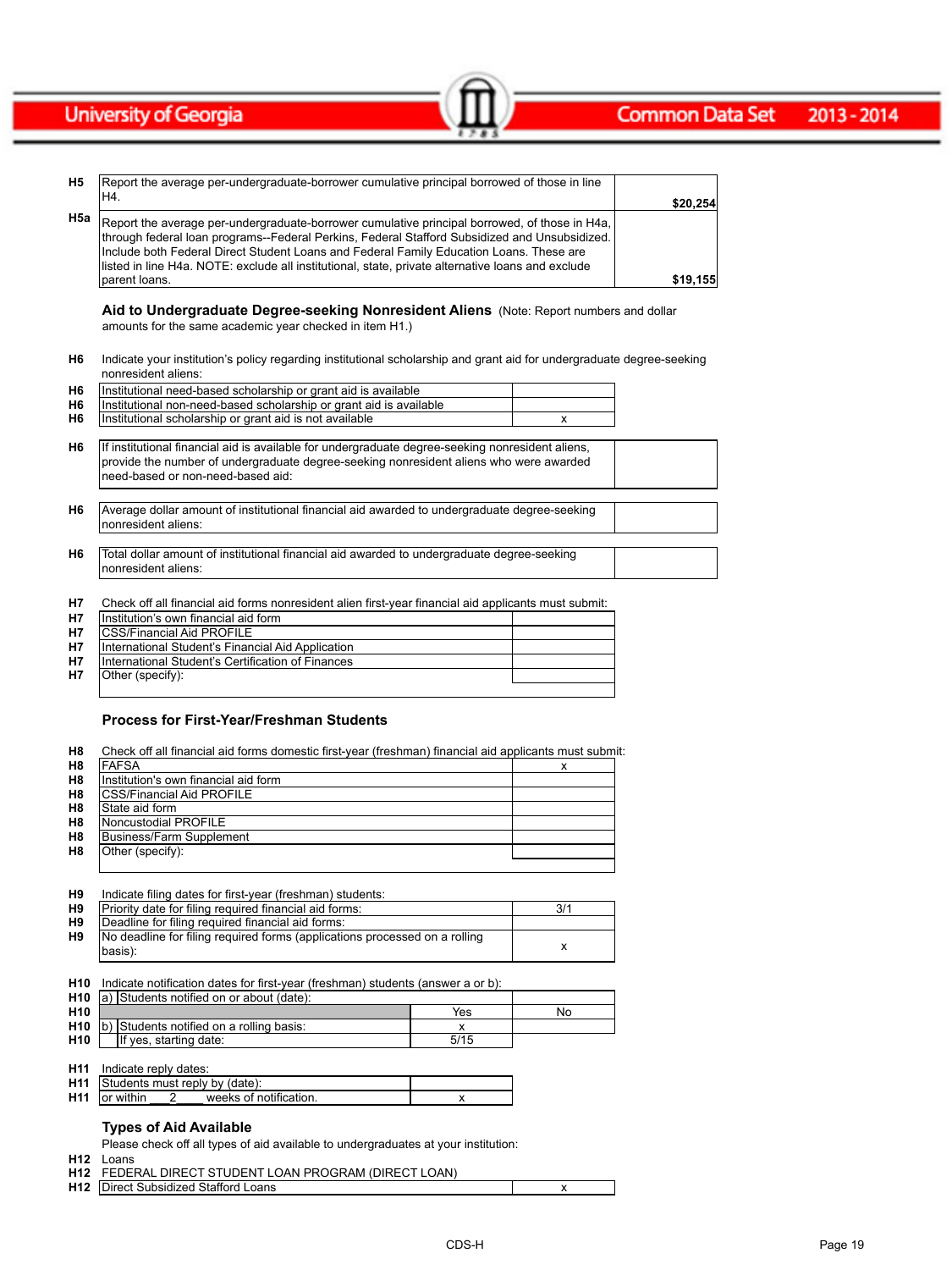| | | |
|---|---|---|
| H5 | Report the average per-undergraduate-borrower cumulative principal borrowed of those in line H4. | $20,254 |
| H5a | Report the average per-undergraduate-borrower cumulative principal borrowed, of those in H4a, through federal loan programs--Federal Perkins, Federal Stafford Subsidized and Unsubsidized. Include both Federal Direct Student Loans and Federal Family Education Loans. These are listed in line H4a. NOTE: exclude all institutional, state, private alternative loans and exclude parent loans. | $19,155 |

### Aid to Undergraduate Degree-seeking Nonresident Aliens

(Note: Report numbers and dollar amounts for the same academic year checked in item H1.)

**H6** Indicate your institution's policy regarding institutional scholarship and grant aid for undergraduate degree-seeking nonresident aliens:

| | | |
|---|---|---|
| H6 | Institutional need-based scholarship or grant aid is available | |
| H6 | Institutional non-need-based scholarship or grant aid is available | |
| H6 | Institutional scholarship or grant aid is not available | x |

| | | |
|---|---|---|
| H6 | If institutional financial aid is available for undergraduate degree-seeking nonresident aliens, provide the number of undergraduate degree-seeking nonresident aliens who were awarded need-based or non-need-based aid: | |
| H6 | Average dollar amount of institutional financial aid awarded to undergraduate degree-seeking nonresident aliens: | |
| H6 | Total dollar amount of institutional financial aid awarded to undergraduate degree-seeking nonresident aliens: | |

**H7** Check off all financial aid forms nonresident alien first-year financial aid applicants must submit:

| | | |
|---|---|---|
| H7 | Institution's own financial aid form | |
| H7 | CSS/Financial Aid PROFILE | |
| H7 | International Student's Financial Aid Application | |
| H7 | International Student's Certification of Finances | |
| H7 | Other (specify): | |

### Process for First-Year/Freshman Students

**H8** Check off all financial aid forms domestic first-year (freshman) financial aid applicants must submit:

| | | |
|---|---|---|
| H8 | FAFSA | x |
| H8 | Institution's own financial aid form | |
| H8 | CSS/Financial Aid PROFILE | |
| H8 | State aid form | |
| H8 | Noncustodial PROFILE | |
| H8 | Business/Farm Supplement | |
| H8 | Other (specify): | |

**H9** Indicate filing dates for first-year (freshman) students:

| | | |
|---|---|---|
| H9 | Priority date for filing required financial aid forms: | 3/1 |
| H9 | Deadline for filing required financial aid forms: | |
| H9 | No deadline for filing required forms (applications processed on a rolling basis): | x |

**H10** Indicate notification dates for first-year (freshman) students (answer a or b):

| | | | |
|---|---|---|---|
| H10 | a) Students notified on or about (date): | | |
| H10 | | Yes | No |
| H10 | b) Students notified on a rolling basis: | x | |
| H10 | If yes, starting date: | 5/15 | |

**H11** Indicate reply dates:

| | | |
|---|---|---|
| H11 | Students must reply by (date): | |
| H11 | or within 2 weeks of notification. | x |

### Types of Aid Available

Please check off all types of aid available to undergraduates at your institution:

**H12** Loans

**H12** FEDERAL DIRECT STUDENT LOAN PROGRAM (DIRECT LOAN)

| | | |
|---|---|---|
| H12 | Direct Subsidized Stafford Loans | x |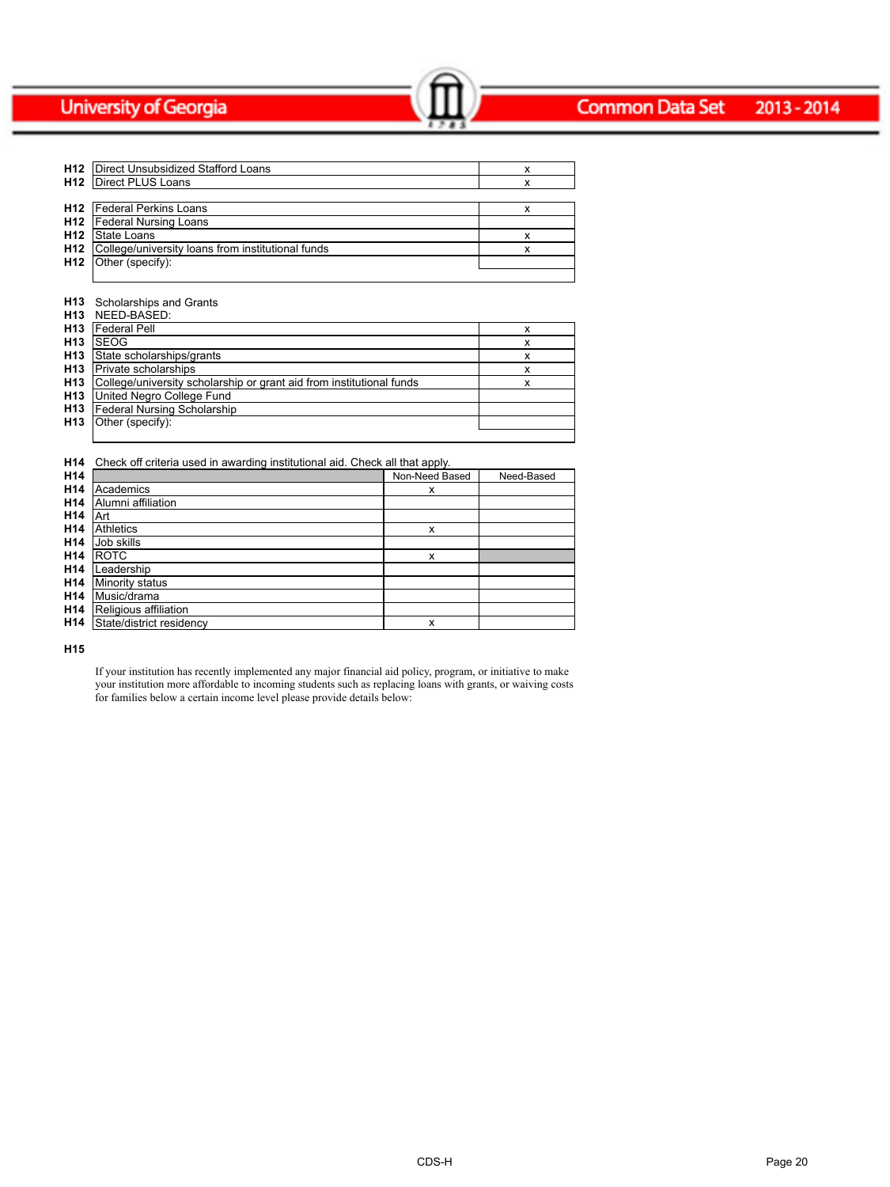| | | |
|---|---|---|
| H12 | Direct Unsubsidized Stafford Loans | x |
| H12 | Direct PLUS Loans | x |

| | | |
|---|---|---|
| H12 | Federal Perkins Loans | x |
| H12 | Federal Nursing Loans | |
| H12 | State Loans | x |
| H12 | College/university loans from institutional funds | x |
| H12 | Other (specify): | |

**H13** Scholarships and Grants

**H13** NEED-BASED:

| | | |
|---|---|---|
| H13 | Federal Pell | x |
| H13 | SEOG | x |
| H13 | State scholarships/grants | x |
| H13 | Private scholarships | x |
| H13 | College/university scholarship or grant aid from institutional funds | x |
| H13 | United Negro College Fund | |
| H13 | Federal Nursing Scholarship | |
| H13 | Other (specify): | |

**H14** Check off criteria used in awarding institutional aid. Check all that apply.

| H14 | | Non-Need Based | Need-Based |
|---|---|---|---|
| H14 | Academics | x | |
| H14 | Alumni affiliation | | |
| H14 | Art | | |
| H14 | Athletics | x | |
| H14 | Job skills | | |
| H14 | ROTC | x | |
| H14 | Leadership | | |
| H14 | Minority status | | |
| H14 | Music/drama | | |
| H14 | Religious affiliation | | |
| H14 | State/district residency | x | |

**H15**

If your institution has recently implemented any major financial aid policy, program, or initiative to make your institution more affordable to incoming students such as replacing loans with grants, or waiving costs for families below a certain income level please provide details below: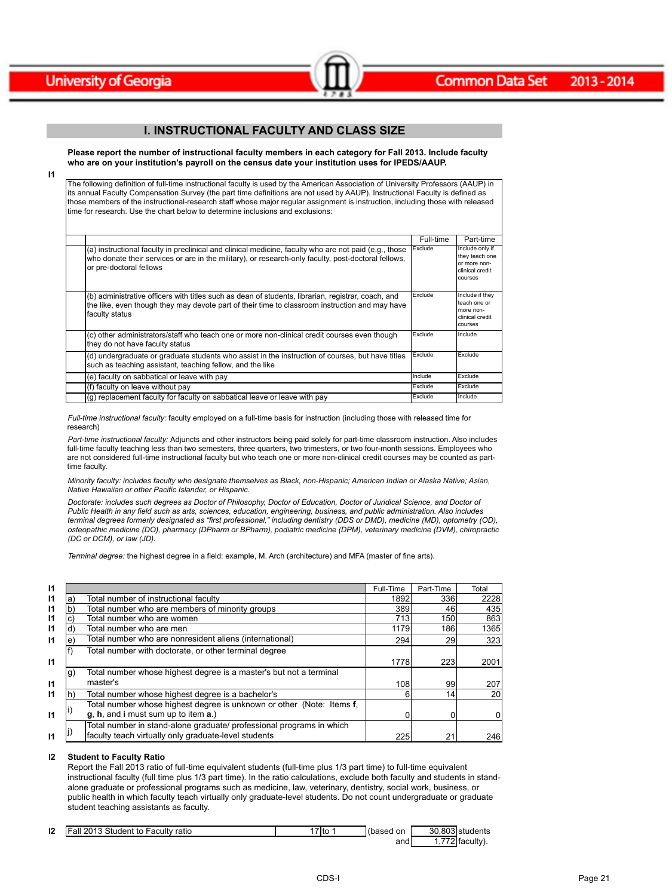## I. INSTRUCTIONAL FACULTY AND CLASS SIZE

**Please report the number of instructional faculty members in each category for Fall 2013. Include faculty who are on your institution's payroll on the census date your institution uses for IPEDS/AAUP.**

I1

The following definition of full-time instructional faculty is used by the American Association of University Professors (AAUP) in its annual Faculty Compensation Survey (the part time definitions are not used by AAUP). Instructional Faculty is defined as those members of the instructional-research staff whose major regular assignment is instruction, including those with released time for research. Use the chart below to determine inclusions and exclusions:

| | Full-time | Part-time |
|---|---|---|
| (a) instructional faculty in preclinical and clinical medicine, faculty who are not paid (e.g., those who donate their services or are in the military), or research-only faculty, post-doctoral fellows, or pre-doctoral fellows | Exclude | Include only if they teach one or more non-clinical credit courses |
| (b) administrative officers with titles such as dean of students, librarian, registrar, coach, and the like, even though they may devote part of their time to classroom instruction and may have faculty status | Exclude | Include if they teach one or more non-clinical credit courses |
| (c) other administrators/staff who teach one or more non-clinical credit courses even though they do not have faculty status | Exclude | Include |
| (d) undergraduate or graduate students who assist in the instruction of courses, but have titles such as teaching assistant, teaching fellow, and the like | Exclude | Exclude |
| (e) faculty on sabbatical or leave with pay | Include | Exclude |
| (f) faculty on leave without pay | Exclude | Exclude |
| (g) replacement faculty for faculty on sabbatical leave or leave with pay | Exclude | Include |

*Full-time instructional faculty:* faculty employed on a full-time basis for instruction (including those with released time for research)

*Part-time instructional faculty:* Adjuncts and other instructors being paid solely for part-time classroom instruction. Also includes full-time faculty teaching less than two semesters, three quarters, two trimesters, or two four-month sessions. Employees who are not considered full-time instructional faculty but who teach one or more non-clinical credit courses may be counted as part-time faculty.

*Minority faculty: includes faculty who designate themselves as Black, non-Hispanic; American Indian or Alaska Native; Asian, Native Hawaiian or other Pacific Islander, or Hispanic.*

*Doctorate: includes such degrees as Doctor of Philosophy, Doctor of Education, Doctor of Juridical Science, and Doctor of Public Health in any field such as arts, sciences, education, engineering, business, and public administration. Also includes terminal degrees formerly designated as "first professional," including dentistry (DDS or DMD), medicine (MD), optometry (OD), osteopathic medicine (DO), pharmacy (DPharm or BPharm), podiatric medicine (DPM), veterinary medicine (DVM), chiropractic (DC or DCM), or law (JD).*

*Terminal degree:* the highest degree in a field: example, M. Arch (architecture) and MFA (master of fine arts).

| | | | Full-Time | Part-Time | Total |
|---|---|---|---|---|---|
| I1 | a) | Total number of instructional faculty | 1892 | 336 | 2228 |
| I1 | b) | Total number who are members of minority groups | 389 | 46 | 435 |
| I1 | c) | Total number who are women | 713 | 150 | 863 |
| I1 | d) | Total number who are men | 1179 | 186 | 1365 |
| I1 | e) | Total number who are nonresident aliens (international) | 294 | 29 | 323 |
| I1 | f) | Total number with doctorate, or other terminal degree | 1778 | 223 | 2001 |
| I1 | g) | Total number whose highest degree is a master's but not a terminal master's | 108 | 99 | 207 |
| I1 | h) | Total number whose highest degree is a bachelor's | 6 | 14 | 20 |
| I1 | i) | Total number whose highest degree is unknown or other (Note: Items **f**, **g**, **h**, and **i** must sum up to item **a**.) | 0 | 0 | 0 |
| I1 | j) | Total number in stand-alone graduate/ professional programs in which faculty teach virtually only graduate-level students | 225 | 21 | 246 |

**I2 Student to Faculty Ratio**

Report the Fall 2013 ratio of full-time equivalent students (full-time plus 1/3 part time) to full-time equivalent instructional faculty (full time plus 1/3 part time). In the ratio calculations, exclude both faculty and students in stand-alone graduate or professional programs such as medicine, law, veterinary, dentistry, social work, business, or public health in which faculty teach virtually only graduate-level students. Do not count undergraduate or graduate student teaching assistants as faculty.

I2 Fall 2013 Student to Faculty ratio: 17 to 1 (based on 30,803 students and 1,772 faculty).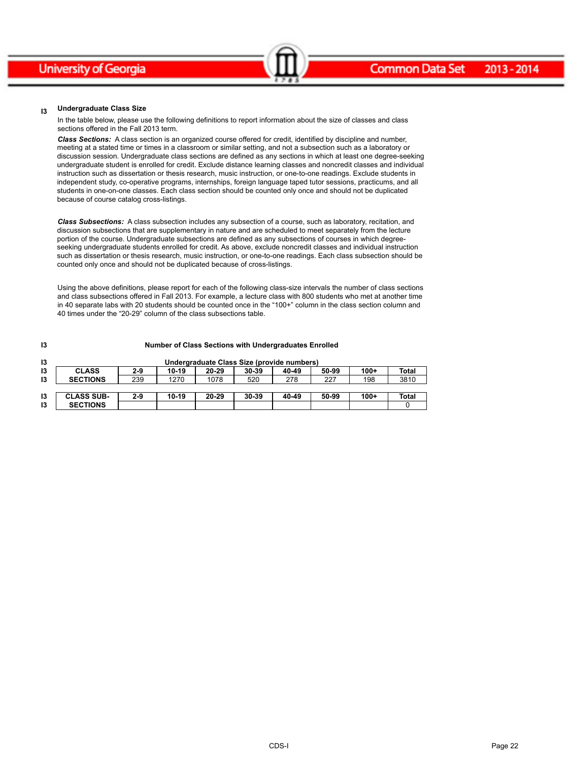**I3 Undergraduate Class Size**

In the table below, please use the following definitions to report information about the size of classes and class sections offered in the Fall 2013 term.

***Class Sections:*** A class section is an organized course offered for credit, identified by discipline and number, meeting at a stated time or times in a classroom or similar setting, and not a subsection such as a laboratory or discussion session. Undergraduate class sections are defined as any sections in which at least one degree-seeking undergraduate student is enrolled for credit. Exclude distance learning classes and noncredit classes and individual instruction such as dissertation or thesis research, music instruction, or one-to-one readings. Exclude students in independent study, co-operative programs, internships, foreign language taped tutor sessions, practicums, and all students in one-on-one classes. Each class section should be counted only once and should not be duplicated because of course catalog cross-listings.

***Class Subsections:*** A class subsection includes any subsection of a course, such as laboratory, recitation, and discussion subsections that are supplementary in nature and are scheduled to meet separately from the lecture portion of the course. Undergraduate subsections are defined as any subsections of courses in which degree-seeking undergraduate students enrolled for credit. As above, exclude noncredit classes and individual instruction such as dissertation or thesis research, music instruction, or one-to-one readings. Each class subsection should be counted only once and should not be duplicated because of cross-listings.

Using the above definitions, please report for each of the following class-size intervals the number of class sections and class subsections offered in Fall 2013. For example, a lecture class with 800 students who met at another time in 40 separate labs with 20 students should be counted once in the "100+" column in the class section column and 40 times under the "20-29" column of the class subsections table.

**I3 Number of Class Sections with Undergraduates Enrolled**

**Undergraduate Class Size (provide numbers)**

| | 2-9 | 10-19 | 20-29 | 30-39 | 40-49 | 50-99 | 100+ | Total |
|---|---|---|---|---|---|---|---|---|
| CLASS SECTIONS | 239 | 1270 | 1078 | 520 | 278 | 227 | 198 | 3810 |

| | 2-9 | 10-19 | 20-29 | 30-39 | 40-49 | 50-99 | 100+ | Total |
|---|---|---|---|---|---|---|---|---|
| CLASS SUB-SECTIONS | | | | | | | | 0 |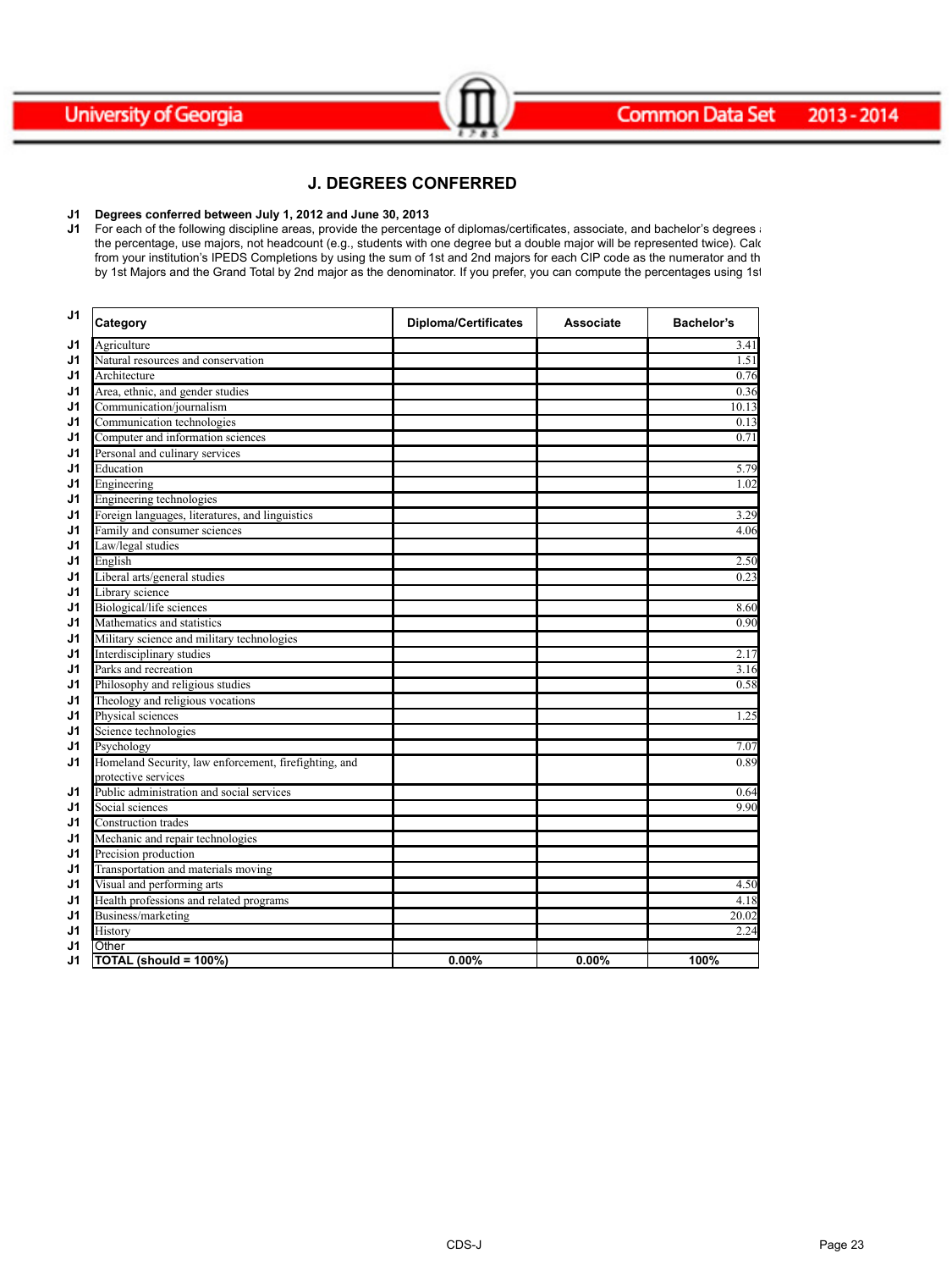# J. DEGREES CONFERRED

**J1** **Degrees conferred between July 1, 2012 and June 30, 2013**

**J1** For each of the following discipline areas, provide the percentage of diplomas/certificates, associate, and bachelor's degrees a the percentage, use majors, not headcount (e.g., students with one degree but a double major will be represented twice). Calc from your institution's IPEDS Completions by using the sum of 1st and 2nd majors for each CIP code as the numerator and th by 1st Majors and the Grand Total by 2nd major as the denominator. If you prefer, you can compute the percentages using 1st

| Category | Diploma/Certificates | Associate | Bachelor's |
|---|---|---|---|
| Agriculture | | | 3.41 |
| Natural resources and conservation | | | 1.51 |
| Architecture | | | 0.76 |
| Area, ethnic, and gender studies | | | 0.36 |
| Communication/journalism | | | 10.13 |
| Communication technologies | | | 0.13 |
| Computer and information sciences | | | 0.71 |
| Personal and culinary services | | | |
| Education | | | 5.79 |
| Engineering | | | 1.02 |
| Engineering technologies | | | |
| Foreign languages, literatures, and linguistics | | | 3.29 |
| Family and consumer sciences | | | 4.06 |
| Law/legal studies | | | |
| English | | | 2.50 |
| Liberal arts/general studies | | | 0.23 |
| Library science | | | |
| Biological/life sciences | | | 8.60 |
| Mathematics and statistics | | | 0.90 |
| Military science and military technologies | | | |
| Interdisciplinary studies | | | 2.17 |
| Parks and recreation | | | 3.16 |
| Philosophy and religious studies | | | 0.58 |
| Theology and religious vocations | | | |
| Physical sciences | | | 1.25 |
| Science technologies | | | |
| Psychology | | | 7.07 |
| Homeland Security, law enforcement, firefighting, and protective services | | | 0.89 |
| Public administration and social services | | | 0.64 |
| Social sciences | | | 9.90 |
| Construction trades | | | |
| Mechanic and repair technologies | | | |
| Precision production | | | |
| Transportation and materials moving | | | |
| Visual and performing arts | | | 4.50 |
| Health professions and related programs | | | 4.18 |
| Business/marketing | | | 20.02 |
| History | | | 2.24 |
| Other | | | |
| **TOTAL (should = 100%)** | **0.00%** | **0.00%** | **100%** |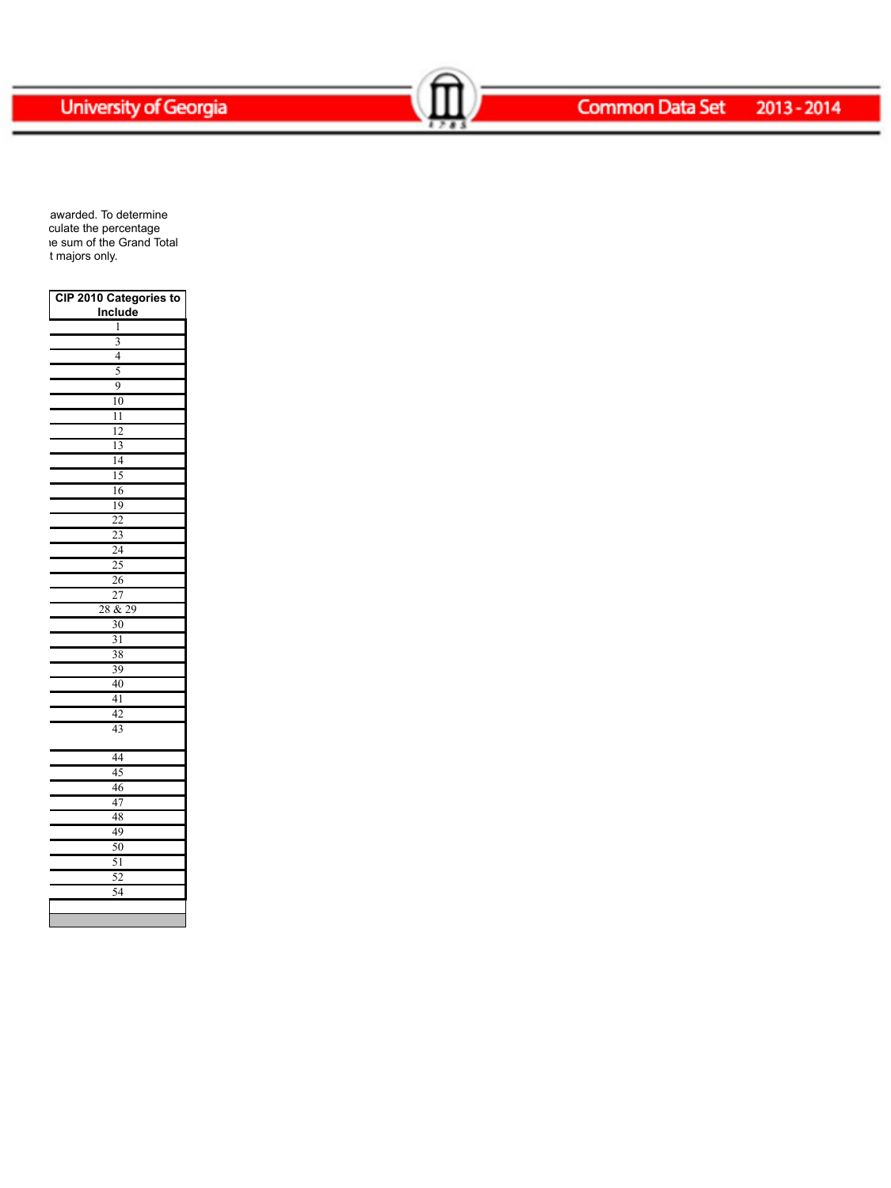awarded. To determine
culate the percentage
ıe sum of the Grand Total
t majors only.

| CIP 2010 Categories to Include |
|---|
| 1 |
| 3 |
| 4 |
| 5 |
| 9 |
| 10 |
| 11 |
| 12 |
| 13 |
| 14 |
| 15 |
| 16 |
| 19 |
| 22 |
| 23 |
| 24 |
| 25 |
| 26 |
| 27 |
| 28 & 29 |
| 30 |
| 31 |
| 38 |
| 39 |
| 40 |
| 41 |
| 42 |
| 43 |
| 44 |
| 45 |
| 46 |
| 47 |
| 48 |
| 49 |
| 50 |
| 51 |
| 52 |
| 54 |
| |
| |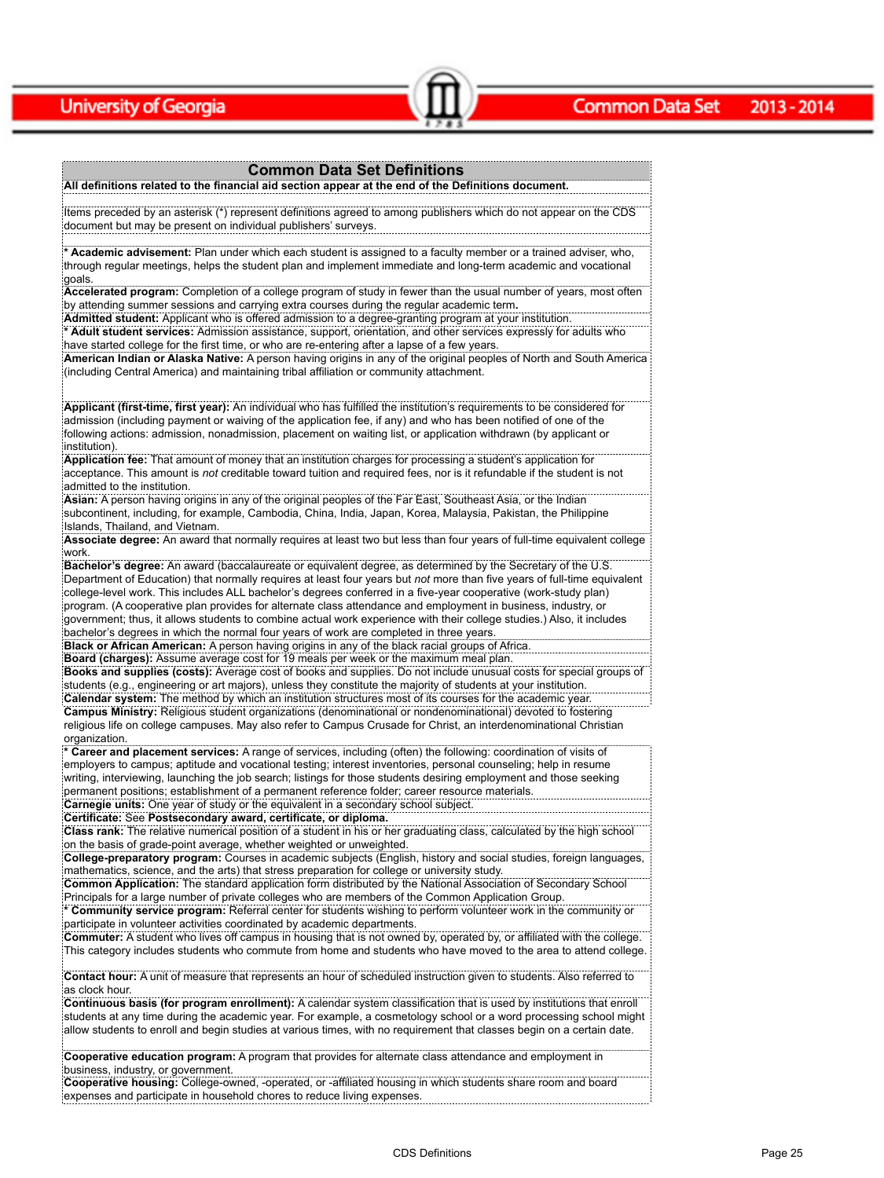## Common Data Set Definitions

**All definitions related to the financial aid section appear at the end of the Definitions document.**

Items preceded by an asterisk (*) represent definitions agreed to among publishers which do not appear on the CDS document but may be present on individual publishers' surveys.

**\* Academic advisement:** Plan under which each student is assigned to a faculty member or a trained adviser, who, through regular meetings, helps the student plan and implement immediate and long-term academic and vocational goals.

**Accelerated program:** Completion of a college program of study in fewer than the usual number of years, most often by attending summer sessions and carrying extra courses during the regular academic term**.**

**Admitted student:** Applicant who is offered admission to a degree-granting program at your institution.

**\* Adult student services:** Admission assistance, support, orientation, and other services expressly for adults who have started college for the first time, or who are re-entering after a lapse of a few years.

**American Indian or Alaska Native:** A person having origins in any of the original peoples of North and South America (including Central America) and maintaining tribal affiliation or community attachment.

**Applicant (first-time, first year):** An individual who has fulfilled the institution's requirements to be considered for admission (including payment or waiving of the application fee, if any) and who has been notified of one of the following actions: admission, nonadmission, placement on waiting list, or application withdrawn (by applicant or institution).

**Application fee:** That amount of money that an institution charges for processing a student's application for acceptance. This amount is *not* creditable toward tuition and required fees, nor is it refundable if the student is not admitted to the institution.

**Asian:** A person having origins in any of the original peoples of the Far East, Southeast Asia, or the Indian subcontinent, including, for example, Cambodia, China, India, Japan, Korea, Malaysia, Pakistan, the Philippine Islands, Thailand, and Vietnam.

**Associate degree:** An award that normally requires at least two but less than four years of full-time equivalent college work.

**Bachelor's degree:** An award (baccalaureate or equivalent degree, as determined by the Secretary of the U.S. Department of Education) that normally requires at least four years but *not* more than five years of full-time equivalent college-level work. This includes ALL bachelor's degrees conferred in a five-year cooperative (work-study plan) program. (A cooperative plan provides for alternate class attendance and employment in business, industry, or government; thus, it allows students to combine actual work experience with their college studies.) Also, it includes bachelor's degrees in which the normal four years of work are completed in three years.

**Black or African American:** A person having origins in any of the black racial groups of Africa.

**Board (charges):** Assume average cost for 19 meals per week or the maximum meal plan.

**Books and supplies (costs):** Average cost of books and supplies. Do not include unusual costs for special groups of students (e.g., engineering or art majors), unless they constitute the majority of students at your institution.

**Calendar system:** The method by which an institution structures most of its courses for the academic year.

**Campus Ministry:** Religious student organizations (denominational or nondenominational) devoted to fostering religious life on college campuses. May also refer to Campus Crusade for Christ, an interdenominational Christian organization.

**\* Career and placement services:** A range of services, including (often) the following: coordination of visits of employers to campus; aptitude and vocational testing; interest inventories, personal counseling; help in resume writing, interviewing, launching the job search; listings for those students desiring employment and those seeking permanent positions; establishment of a permanent reference folder; career resource materials.

**Carnegie units:** One year of study or the equivalent in a secondary school subject.

**Certificate:** See **Postsecondary award, certificate, or diploma.**

**Class rank:** The relative numerical position of a student in his or her graduating class, calculated by the high school on the basis of grade-point average, whether weighted or unweighted.

**College-preparatory program:** Courses in academic subjects (English, history and social studies, foreign languages, mathematics, science, and the arts) that stress preparation for college or university study.

**Common Application:** The standard application form distributed by the National Association of Secondary School Principals for a large number of private colleges who are members of the Common Application Group.

**\* Community service program:** Referral center for students wishing to perform volunteer work in the community or participate in volunteer activities coordinated by academic departments.

**Commuter:** A student who lives off campus in housing that is not owned by, operated by, or affiliated with the college. This category includes students who commute from home and students who have moved to the area to attend college.

**Contact hour:** A unit of measure that represents an hour of scheduled instruction given to students. Also referred to as clock hour.

**Continuous basis (for program enrollment):** A calendar system classification that is used by institutions that enroll students at any time during the academic year. For example, a cosmetology school or a word processing school might allow students to enroll and begin studies at various times, with no requirement that classes begin on a certain date.

**Cooperative education program:** A program that provides for alternate class attendance and employment in business, industry, or government.

**Cooperative housing:** College-owned, -operated, or -affiliated housing in which students share room and board expenses and participate in household chores to reduce living expenses.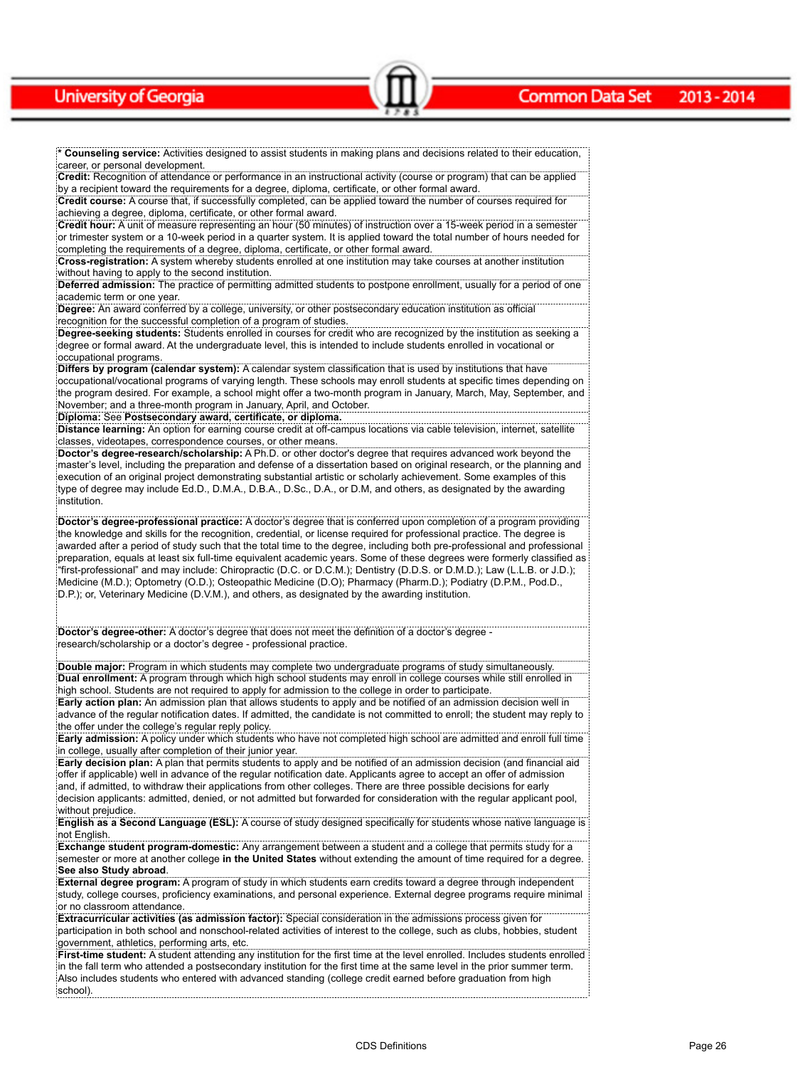**\* Counseling service:** Activities designed to assist students in making plans and decisions related to their education, career, or personal development.

**Credit:** Recognition of attendance or performance in an instructional activity (course or program) that can be applied by a recipient toward the requirements for a degree, diploma, certificate, or other formal award.

**Credit course:** A course that, if successfully completed, can be applied toward the number of courses required for achieving a degree, diploma, certificate, or other formal award.

**Credit hour:** A unit of measure representing an hour (50 minutes) of instruction over a 15-week period in a semester or trimester system or a 10-week period in a quarter system. It is applied toward the total number of hours needed for completing the requirements of a degree, diploma, certificate, or other formal award.

**Cross-registration:** A system whereby students enrolled at one institution may take courses at another institution without having to apply to the second institution.

**Deferred admission:** The practice of permitting admitted students to postpone enrollment, usually for a period of one academic term or one year.

**Degree:** An award conferred by a college, university, or other postsecondary education institution as official recognition for the successful completion of a program of studies.

**Degree-seeking students:** Students enrolled in courses for credit who are recognized by the institution as seeking a degree or formal award. At the undergraduate level, this is intended to include students enrolled in vocational or occupational programs.

**Differs by program (calendar system):** A calendar system classification that is used by institutions that have occupational/vocational programs of varying length. These schools may enroll students at specific times depending on the program desired. For example, a school might offer a two-month program in January, March, May, September, and November; and a three-month program in January, April, and October.

**Diploma:** See **Postsecondary award, certificate, or diploma.**

**Distance learning:** An option for earning course credit at off-campus locations via cable television, internet, satellite classes, videotapes, correspondence courses, or other means.

**Doctor's degree-research/scholarship:** A Ph.D. or other doctor's degree that requires advanced work beyond the master's level, including the preparation and defense of a dissertation based on original research, or the planning and execution of an original project demonstrating substantial artistic or scholarly achievement. Some examples of this type of degree may include Ed.D., D.M.A., D.B.A., D.Sc., D.A., or D.M, and others, as designated by the awarding institution.

**Doctor's degree-professional practice:** A doctor's degree that is conferred upon completion of a program providing the knowledge and skills for the recognition, credential, or license required for professional practice. The degree is awarded after a period of study such that the total time to the degree, including both pre-professional and professional preparation, equals at least six full-time equivalent academic years. Some of these degrees were formerly classified as "first-professional" and may include: Chiropractic (D.C. or D.C.M.); Dentistry (D.D.S. or D.M.D.); Law (L.L.B. or J.D.); Medicine (M.D.); Optometry (O.D.); Osteopathic Medicine (D.O); Pharmacy (Pharm.D.); Podiatry (D.P.M., Pod.D., D.P.); or, Veterinary Medicine (D.V.M.), and others, as designated by the awarding institution.

**Doctor's degree-other:** A doctor's degree that does not meet the definition of a doctor's degree - research/scholarship or a doctor's degree - professional practice.

**Double major:** Program in which students may complete two undergraduate programs of study simultaneously.

**Dual enrollment:** A program through which high school students may enroll in college courses while still enrolled in high school. Students are not required to apply for admission to the college in order to participate.

**Early action plan:** An admission plan that allows students to apply and be notified of an admission decision well in advance of the regular notification dates. If admitted, the candidate is not committed to enroll; the student may reply to the offer under the college's regular reply policy.

**Early admission:** A policy under which students who have not completed high school are admitted and enroll full time in college, usually after completion of their junior year.

**Early decision plan:** A plan that permits students to apply and be notified of an admission decision (and financial aid offer if applicable) well in advance of the regular notification date. Applicants agree to accept an offer of admission and, if admitted, to withdraw their applications from other colleges. There are three possible decisions for early decision applicants: admitted, denied, or not admitted but forwarded for consideration with the regular applicant pool, without prejudice.

**English as a Second Language (ESL):** A course of study designed specifically for students whose native language is not English.

**Exchange student program-domestic:** Any arrangement between a student and a college that permits study for a semester or more at another college **in the United States** without extending the amount of time required for a degree. **See also Study abroad**.

**External degree program:** A program of study in which students earn credits toward a degree through independent study, college courses, proficiency examinations, and personal experience. External degree programs require minimal or no classroom attendance.

**Extracurricular activities (as admission factor):** Special consideration in the admissions process given for participation in both school and nonschool-related activities of interest to the college, such as clubs, hobbies, student government, athletics, performing arts, etc.

**First-time student:** A student attending any institution for the first time at the level enrolled. Includes students enrolled in the fall term who attended a postsecondary institution for the first time at the same level in the prior summer term. Also includes students who entered with advanced standing (college credit earned before graduation from high school).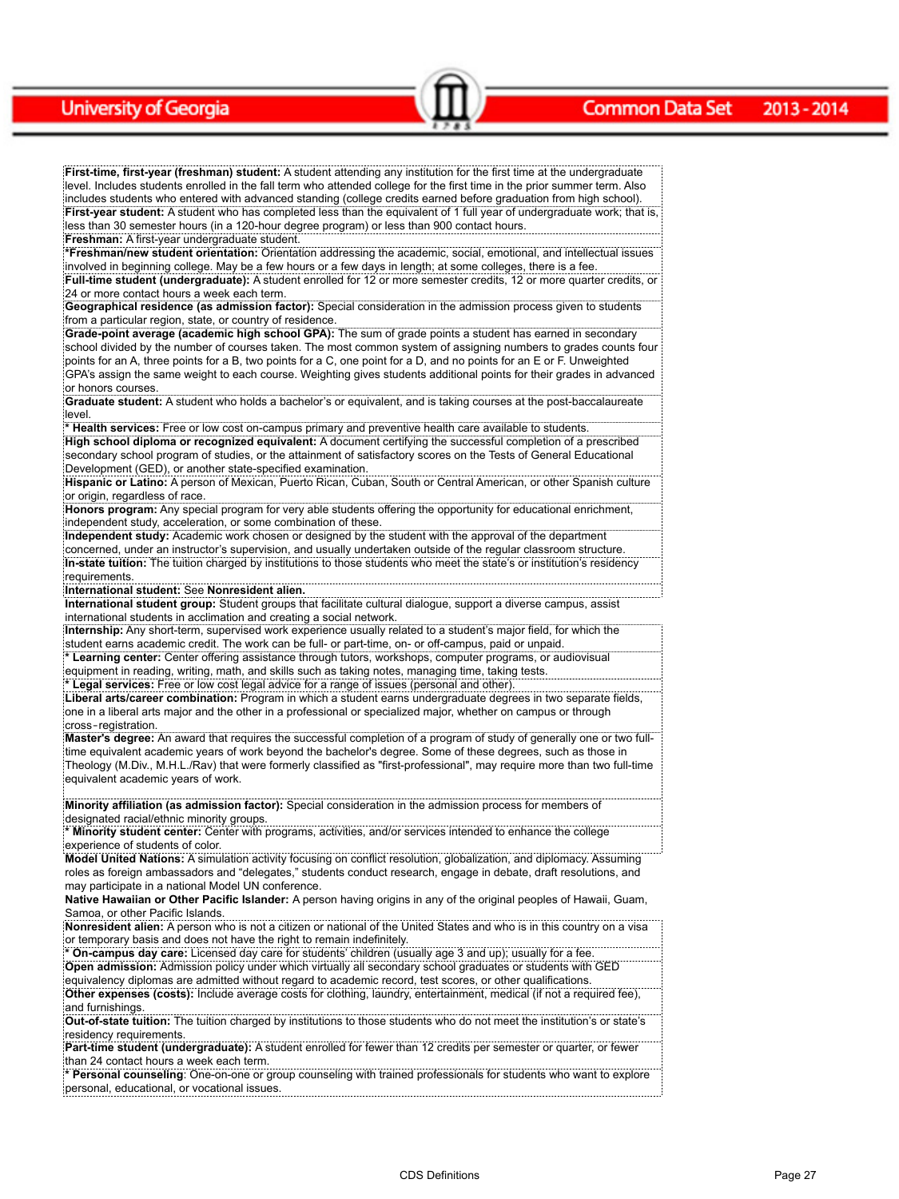**First-time, first-year (freshman) student:** A student attending any institution for the first time at the undergraduate level. Includes students enrolled in the fall term who attended college for the first time in the prior summer term. Also includes students who entered with advanced standing (college credits earned before graduation from high school).

**First-year student:** A student who has completed less than the equivalent of 1 full year of undergraduate work; that is, less than 30 semester hours (in a 120-hour degree program) or less than 900 contact hours.

**Freshman:** A first-year undergraduate student.

***Freshman/new student orientation:** Orientation addressing the academic, social, emotional, and intellectual issues involved in beginning college. May be a few hours or a few days in length; at some colleges, there is a fee.

**Full-time student (undergraduate):** A student enrolled for 12 or more semester credits, 12 or more quarter credits, or 24 or more contact hours a week each term.

**Geographical residence (as admission factor):** Special consideration in the admission process given to students from a particular region, state, or country of residence.

**Grade-point average (academic high school GPA):** The sum of grade points a student has earned in secondary school divided by the number of courses taken. The most common system of assigning numbers to grades counts four points for an A, three points for a B, two points for a C, one point for a D, and no points for an E or F. Unweighted GPA's assign the same weight to each course. Weighting gives students additional points for their grades in advanced or honors courses.

**Graduate student:** A student who holds a bachelor's or equivalent, and is taking courses at the post-baccalaureate level.

*** Health services:** Free or low cost on-campus primary and preventive health care available to students.

**High school diploma or recognized equivalent:** A document certifying the successful completion of a prescribed secondary school program of studies, or the attainment of satisfactory scores on the Tests of General Educational Development (GED), or another state-specified examination.

**Hispanic or Latino:** A person of Mexican, Puerto Rican, Cuban, South or Central American, or other Spanish culture or origin, regardless of race.

**Honors program:** Any special program for very able students offering the opportunity for educational enrichment, independent study, acceleration, or some combination of these.

**Independent study:** Academic work chosen or designed by the student with the approval of the department concerned, under an instructor's supervision, and usually undertaken outside of the regular classroom structure.

**In-state tuition:** The tuition charged by institutions to those students who meet the state's or institution's residency requirements.

**International student:** See **Nonresident alien.**

**International student group:** Student groups that facilitate cultural dialogue, support a diverse campus, assist international students in acclimation and creating a social network.

**Internship:** Any short-term, supervised work experience usually related to a student's major field, for which the student earns academic credit. The work can be full- or part-time, on- or off-campus, paid or unpaid.

*** Learning center:** Center offering assistance through tutors, workshops, computer programs, or audiovisual equipment in reading, writing, math, and skills such as taking notes, managing time, taking tests.

*** Legal services:** Free or low cost legal advice for a range of issues (personal and other).

**Liberal arts/career combination:** Program in which a student earns undergraduate degrees in two separate fields, one in a liberal arts major and the other in a professional or specialized major, whether on campus or through cross-registration.

**Master's degree:** An award that requires the successful completion of a program of study of generally one or two full-time equivalent academic years of work beyond the bachelor's degree. Some of these degrees, such as those in Theology (M.Div., M.H.L./Rav) that were formerly classified as "first-professional", may require more than two full-time equivalent academic years of work.

**Minority affiliation (as admission factor):** Special consideration in the admission process for members of designated racial/ethnic minority groups.

*** Minority student center:** Center with programs, activities, and/or services intended to enhance the college experience of students of color.

**Model United Nations:** A simulation activity focusing on conflict resolution, globalization, and diplomacy. Assuming roles as foreign ambassadors and "delegates," students conduct research, engage in debate, draft resolutions, and may participate in a national Model UN conference.

**Native Hawaiian or Other Pacific Islander:** A person having origins in any of the original peoples of Hawaii, Guam, Samoa, or other Pacific Islands.

**Nonresident alien:** A person who is not a citizen or national of the United States and who is in this country on a visa or temporary basis and does not have the right to remain indefinitely.

*** On-campus day care:** Licensed day care for students' children (usually age 3 and up); usually for a fee.

**Open admission:** Admission policy under which virtually all secondary school graduates or students with GED equivalency diplomas are admitted without regard to academic record, test scores, or other qualifications.

**Other expenses (costs):** Include average costs for clothing, laundry, entertainment, medical (if not a required fee), and furnishings.

**Out-of-state tuition:** The tuition charged by institutions to those students who do not meet the institution's or state's residency requirements.

**Part-time student (undergraduate):** A student enrolled for fewer than 12 credits per semester or quarter, or fewer than 24 contact hours a week each term.

*** Personal counseling**: One-on-one or group counseling with trained professionals for students who want to explore personal, educational, or vocational issues.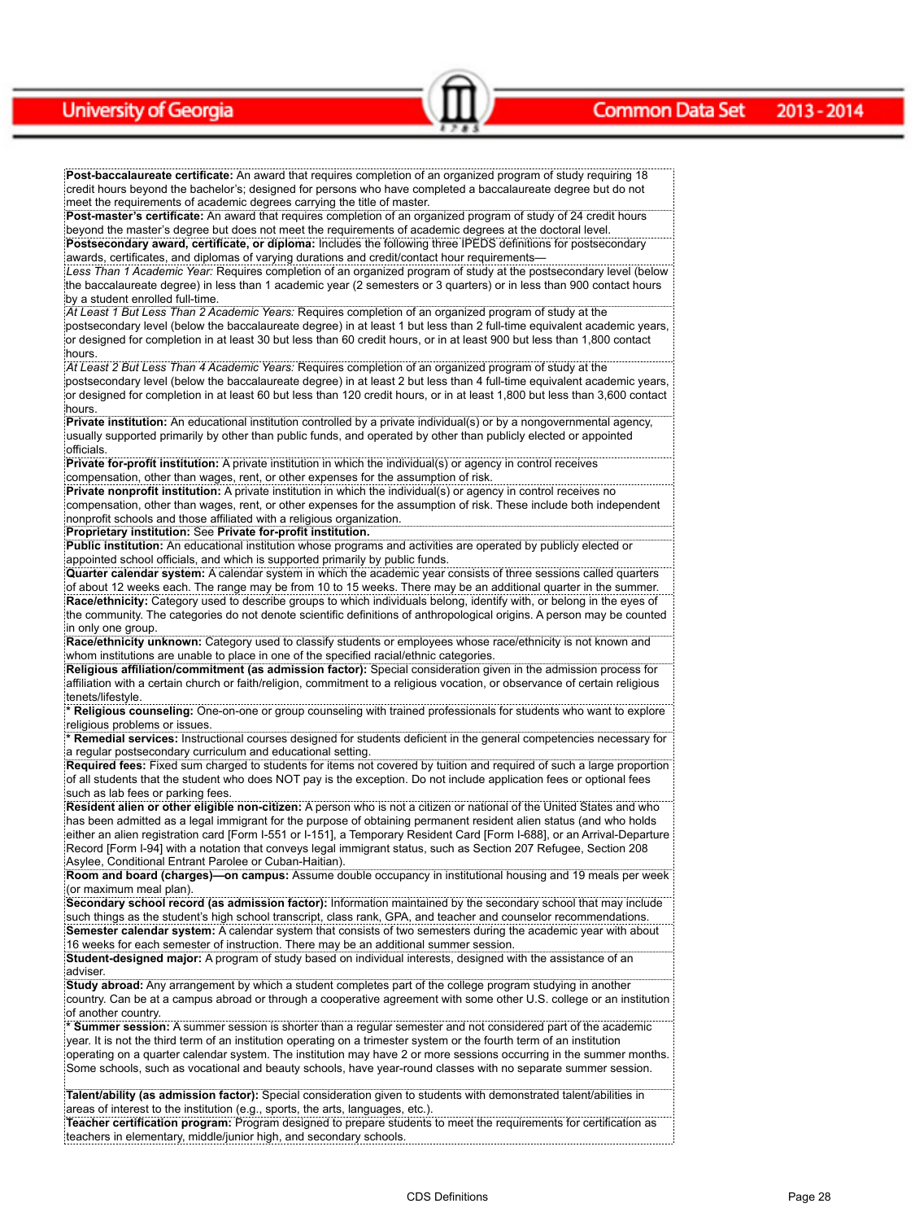**Post-baccalaureate certificate:** An award that requires completion of an organized program of study requiring 18 credit hours beyond the bachelor's; designed for persons who have completed a baccalaureate degree but do not meet the requirements of academic degrees carrying the title of master.

**Post-master's certificate:** An award that requires completion of an organized program of study of 24 credit hours beyond the master's degree but does not meet the requirements of academic degrees at the doctoral level.

**Postsecondary award, certificate, or diploma:** Includes the following three IPEDS definitions for postsecondary awards, certificates, and diplomas of varying durations and credit/contact hour requirements—

*Less Than 1 Academic Year:* Requires completion of an organized program of study at the postsecondary level (below the baccalaureate degree) in less than 1 academic year (2 semesters or 3 quarters) or in less than 900 contact hours by a student enrolled full-time.

*At Least 1 But Less Than 2 Academic Years:* Requires completion of an organized program of study at the postsecondary level (below the baccalaureate degree) in at least 1 but less than 2 full-time equivalent academic years, or designed for completion in at least 30 but less than 60 credit hours, or in at least 900 but less than 1,800 contact hours.

*At Least 2 But Less Than 4 Academic Years:* Requires completion of an organized program of study at the postsecondary level (below the baccalaureate degree) in at least 2 but less than 4 full-time equivalent academic years, or designed for completion in at least 60 but less than 120 credit hours, or in at least 1,800 but less than 3,600 contact hours.

**Private institution:** An educational institution controlled by a private individual(s) or by a nongovernmental agency, usually supported primarily by other than public funds, and operated by other than publicly elected or appointed officials.

**Private for-profit institution:** A private institution in which the individual(s) or agency in control receives compensation, other than wages, rent, or other expenses for the assumption of risk.

**Private nonprofit institution:** A private institution in which the individual(s) or agency in control receives no compensation, other than wages, rent, or other expenses for the assumption of risk. These include both independent nonprofit schools and those affiliated with a religious organization.

**Proprietary institution:** See **Private for-profit institution.**

**Public institution:** An educational institution whose programs and activities are operated by publicly elected or appointed school officials, and which is supported primarily by public funds.

**Quarter calendar system:** A calendar system in which the academic year consists of three sessions called quarters of about 12 weeks each. The range may be from 10 to 15 weeks. There may be an additional quarter in the summer.

**Race/ethnicity:** Category used to describe groups to which individuals belong, identify with, or belong in the eyes of the community. The categories do not denote scientific definitions of anthropological origins. A person may be counted in only one group.

**Race/ethnicity unknown:** Category used to classify students or employees whose race/ethnicity is not known and whom institutions are unable to place in one of the specified racial/ethnic categories.

**Religious affiliation/commitment (as admission factor):** Special consideration given in the admission process for affiliation with a certain church or faith/religion, commitment to a religious vocation, or observance of certain religious tenets/lifestyle.

**\* Religious counseling:** One-on-one or group counseling with trained professionals for students who want to explore religious problems or issues.

**\* Remedial services:** Instructional courses designed for students deficient in the general competencies necessary for a regular postsecondary curriculum and educational setting.

**Required fees:** Fixed sum charged to students for items not covered by tuition and required of such a large proportion of all students that the student who does NOT pay is the exception. Do not include application fees or optional fees such as lab fees or parking fees.

**Resident alien or other eligible non-citizen:** A person who is not a citizen or national of the United States and who has been admitted as a legal immigrant for the purpose of obtaining permanent resident alien status (and who holds either an alien registration card [Form I-551 or I-151], a Temporary Resident Card [Form I-688], or an Arrival-Departure Record [Form I-94] with a notation that conveys legal immigrant status, such as Section 207 Refugee, Section 208 Asylee, Conditional Entrant Parolee or Cuban-Haitian).

**Room and board (charges)—on campus:** Assume double occupancy in institutional housing and 19 meals per week (or maximum meal plan).

**Secondary school record (as admission factor):** Information maintained by the secondary school that may include such things as the student's high school transcript, class rank, GPA, and teacher and counselor recommendations.

**Semester calendar system:** A calendar system that consists of two semesters during the academic year with about 16 weeks for each semester of instruction. There may be an additional summer session.

**Student-designed major:** A program of study based on individual interests, designed with the assistance of an adviser.

**Study abroad:** Any arrangement by which a student completes part of the college program studying in another country. Can be at a campus abroad or through a cooperative agreement with some other U.S. college or an institution of another country.

**\* Summer session:** A summer session is shorter than a regular semester and not considered part of the academic year. It is not the third term of an institution operating on a trimester system or the fourth term of an institution operating on a quarter calendar system. The institution may have 2 or more sessions occurring in the summer months. Some schools, such as vocational and beauty schools, have year-round classes with no separate summer session.

**Talent/ability (as admission factor):** Special consideration given to students with demonstrated talent/abilities in areas of interest to the institution (e.g., sports, the arts, languages, etc.).

**Teacher certification program:** Program designed to prepare students to meet the requirements for certification as teachers in elementary, middle/junior high, and secondary schools.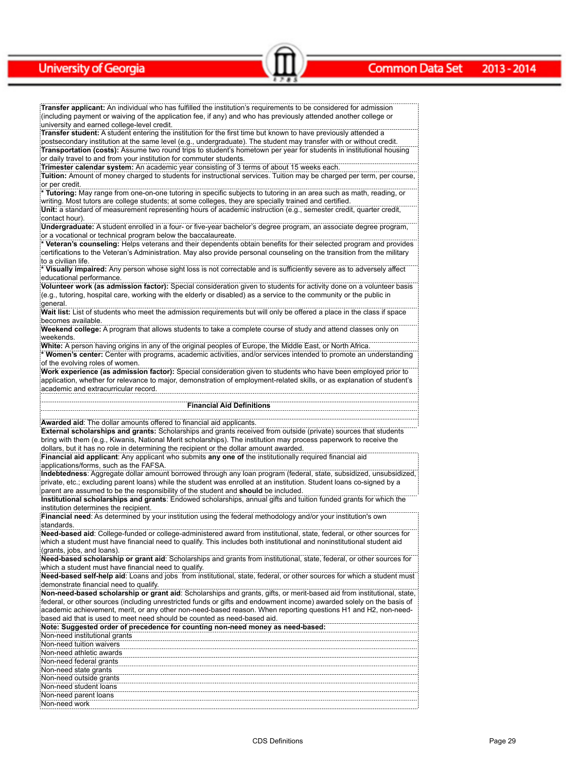**Transfer applicant:** An individual who has fulfilled the institution's requirements to be considered for admission (including payment or waiving of the application fee, if any) and who has previously attended another college or university and earned college-level credit.

**Transfer student:** A student entering the institution for the first time but known to have previously attended a postsecondary institution at the same level (e.g., undergraduate). The student may transfer with or without credit.

**Transportation (costs):** Assume two round trips to student's hometown per year for students in institutional housing or daily travel to and from your institution for commuter students.

**Trimester calendar system:** An academic year consisting of 3 terms of about 15 weeks each.

**Tuition:** Amount of money charged to students for instructional services. Tuition may be charged per term, per course, or per credit.

\* **Tutoring:** May range from one-on-one tutoring in specific subjects to tutoring in an area such as math, reading, or writing. Most tutors are college students; at some colleges, they are specially trained and certified.

**Unit:** a standard of measurement representing hours of academic instruction (e.g., semester credit, quarter credit, contact hour).

**Undergraduate:** A student enrolled in a four- or five-year bachelor's degree program, an associate degree program, or a vocational or technical program below the baccalaureate.

\* **Veteran's counseling:** Helps veterans and their dependents obtain benefits for their selected program and provides certifications to the Veteran's Administration. May also provide personal counseling on the transition from the military to a civilian life.

\* **Visually impaired:** Any person whose sight loss is not correctable and is sufficiently severe as to adversely affect educational performance.

**Volunteer work (as admission factor):** Special consideration given to students for activity done on a volunteer basis (e.g., tutoring, hospital care, working with the elderly or disabled) as a service to the community or the public in general.

**Wait list:** List of students who meet the admission requirements but will only be offered a place in the class if space becomes available.

**Weekend college:** A program that allows students to take a complete course of study and attend classes only on weekends.

**White:** A person having origins in any of the original peoples of Europe, the Middle East, or North Africa.

\* **Women's center:** Center with programs, academic activities, and/or services intended to promote an understanding of the evolving roles of women.

**Work experience (as admission factor):** Special consideration given to students who have been employed prior to application, whether for relevance to major, demonstration of employment-related skills, or as explanation of student's academic and extracurricular record.

## Financial Aid Definitions

**Awarded aid**: The dollar amounts offered to financial aid applicants.

**External scholarships and grants:** Scholarships and grants received from outside (private) sources that students bring with them (e.g., Kiwanis, National Merit scholarships). The institution may process paperwork to receive the dollars, but it has no role in determining the recipient or the dollar amount awarded.

**Financial aid applicant**: Any applicant who submits **any one of** the institutionally required financial aid applications/forms, such as the FAFSA.

**Indebtedness**: Aggregate dollar amount borrowed through any loan program (federal, state, subsidized, unsubsidized, private, etc.; excluding parent loans) while the student was enrolled at an institution. Student loans co-signed by a parent are assumed to be the responsibility of the student and **should** be included.

**Institutional scholarships and grants**: Endowed scholarships, annual gifts and tuition funded grants for which the institution determines the recipient.

**Financial need**: As determined by your institution using the federal methodology and/or your institution's own standards.

**Need-based aid**: College-funded or college-administered award from institutional, state, federal, or other sources for which a student must have financial need to qualify. This includes both institutional and noninstitutional student aid (grants, jobs, and loans).

**Need-based scholarship or grant aid**: Scholarships and grants from institutional, state, federal, or other sources for which a student must have financial need to qualify.

**Need-based self-help aid**: Loans and jobs from institutional, state, federal, or other sources for which a student must demonstrate financial need to qualify.

**Non-need-based scholarship or grant aid**: Scholarships and grants, gifts, or merit-based aid from institutional, state, federal, or other sources (including unrestricted funds or gifts and endowment income) awarded solely on the basis of academic achievement, merit, or any other non-need-based reason. When reporting questions H1 and H2, non-need-based aid that is used to meet need should be counted as need-based aid.

**Note: Suggested order of precedence for counting non-need money as need-based:**

- Non-need institutional grants
- Non-need tuition waivers
- Non-need athletic awards
- Non-need federal grants
- Non-need state grants
- Non-need outside grants
- Non-need student loans
- Non-need parent loans
- Non-need work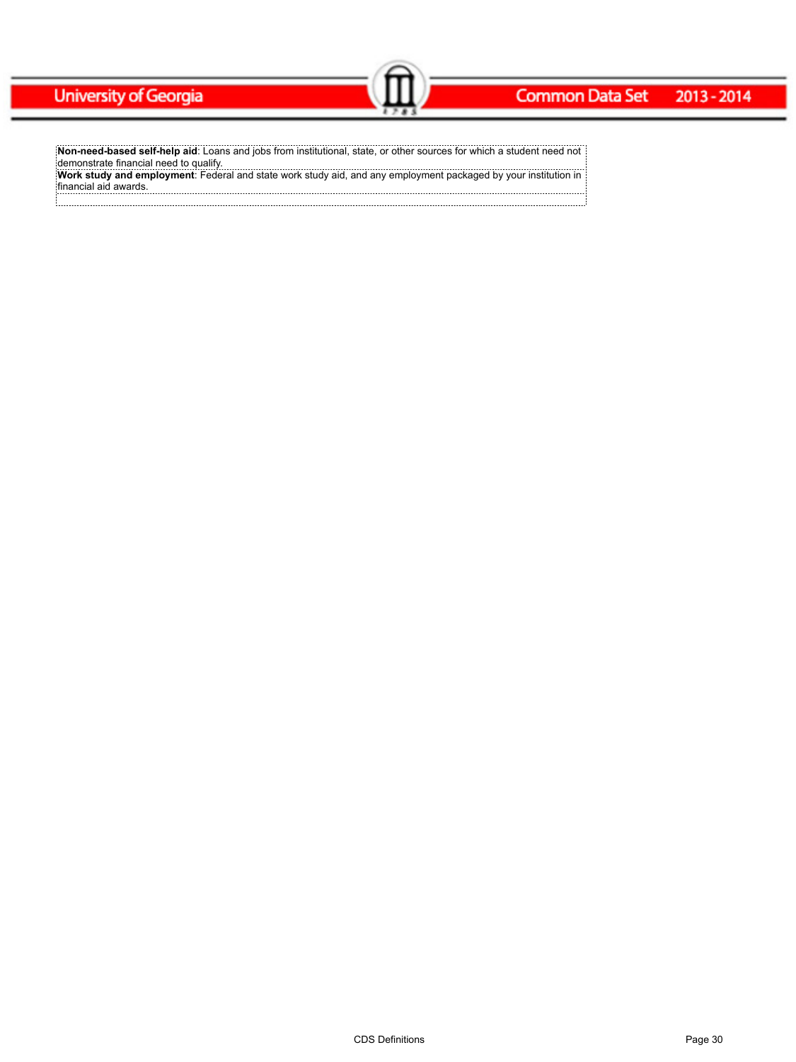**Non-need-based self-help aid**: Loans and jobs from institutional, state, or other sources for which a student need not demonstrate financial need to qualify.

**Work study and employment**: Federal and state work study aid, and any employment packaged by your institution in financial aid awards.